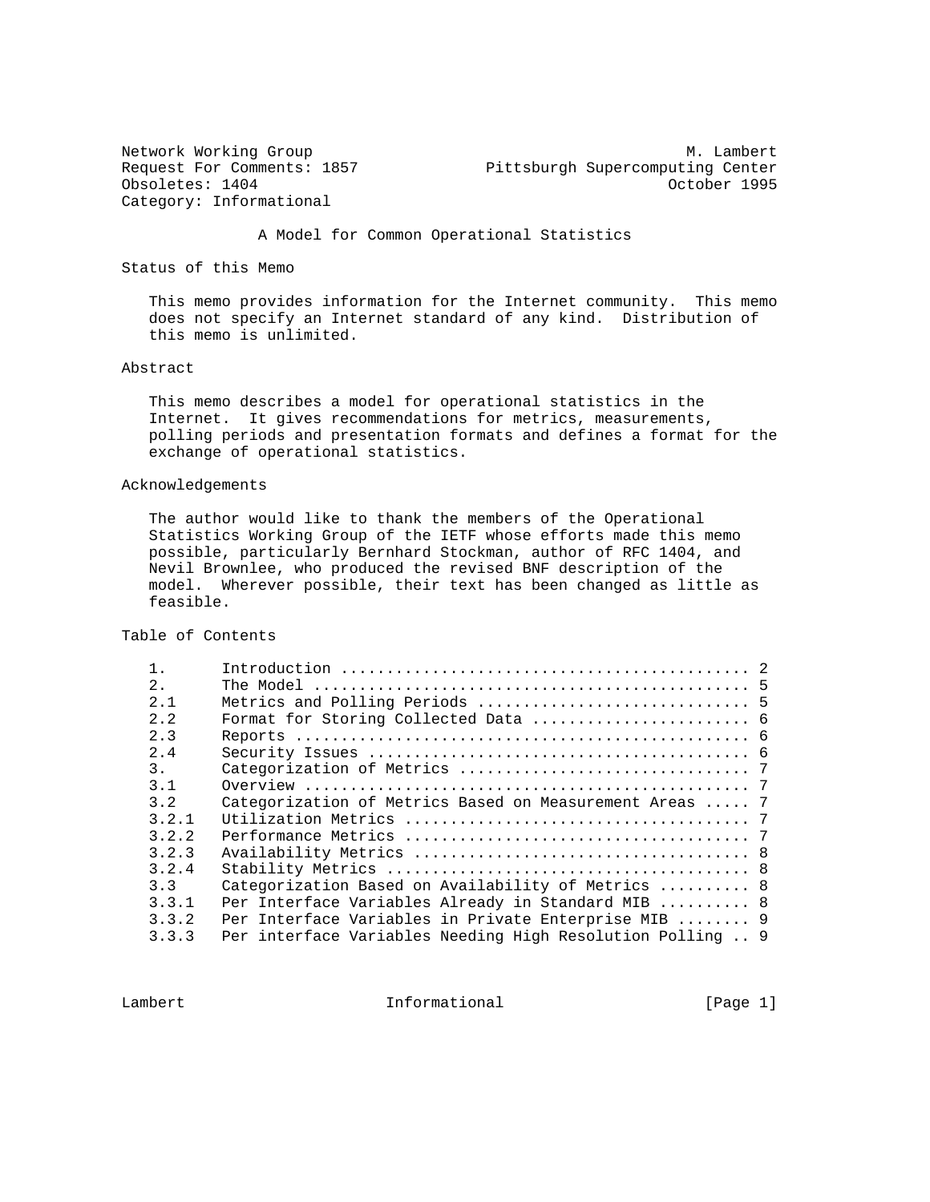Network Working Group M. Lambert
Request For Comments: 1857 Pittsburgh Supercomputing Center
Obsoletes: 1404 October 1995
Category: Informational

# A Model for Common Operational Statistics

## Status of this Memo

This memo provides information for the Internet community. This memo does not specify an Internet standard of any kind. Distribution of this memo is unlimited.

## Abstract

This memo describes a model for operational statistics in the Internet. It gives recommendations for metrics, measurements, polling periods and presentation formats and defines a format for the exchange of operational statistics.

## Acknowledgements

The author would like to thank the members of the Operational Statistics Working Group of the IETF whose efforts made this memo possible, particularly Bernhard Stockman, author of RFC 1404, and Nevil Brownlee, who produced the revised BNF description of the model. Wherever possible, their text has been changed as little as feasible.

## Table of Contents

```
1.      Introduction ............................................ 2
2.      The Model ............................................... 5
2.1     Metrics and Polling Periods ............................. 5
2.2     Format for Storing Collected Data ....................... 6
2.3     Reports ................................................. 6
2.4     Security Issues ......................................... 6
3.      Categorization of Metrics ............................... 7
3.1     Overview ................................................ 7
3.2     Categorization of Metrics Based on Measurement Areas ..... 7
3.2.1   Utilization Metrics ..................................... 7
3.2.2   Performance Metrics ..................................... 7
3.2.3   Availability Metrics .................................... 8
3.2.4   Stability Metrics ....................................... 8
3.3     Categorization Based on Availability of Metrics .......... 8
3.3.1   Per Interface Variables Already in Standard MIB .......... 8
3.3.2   Per Interface Variables in Private Enterprise MIB ........ 9
3.3.3   Per interface Variables Needing High Resolution Polling .. 9
```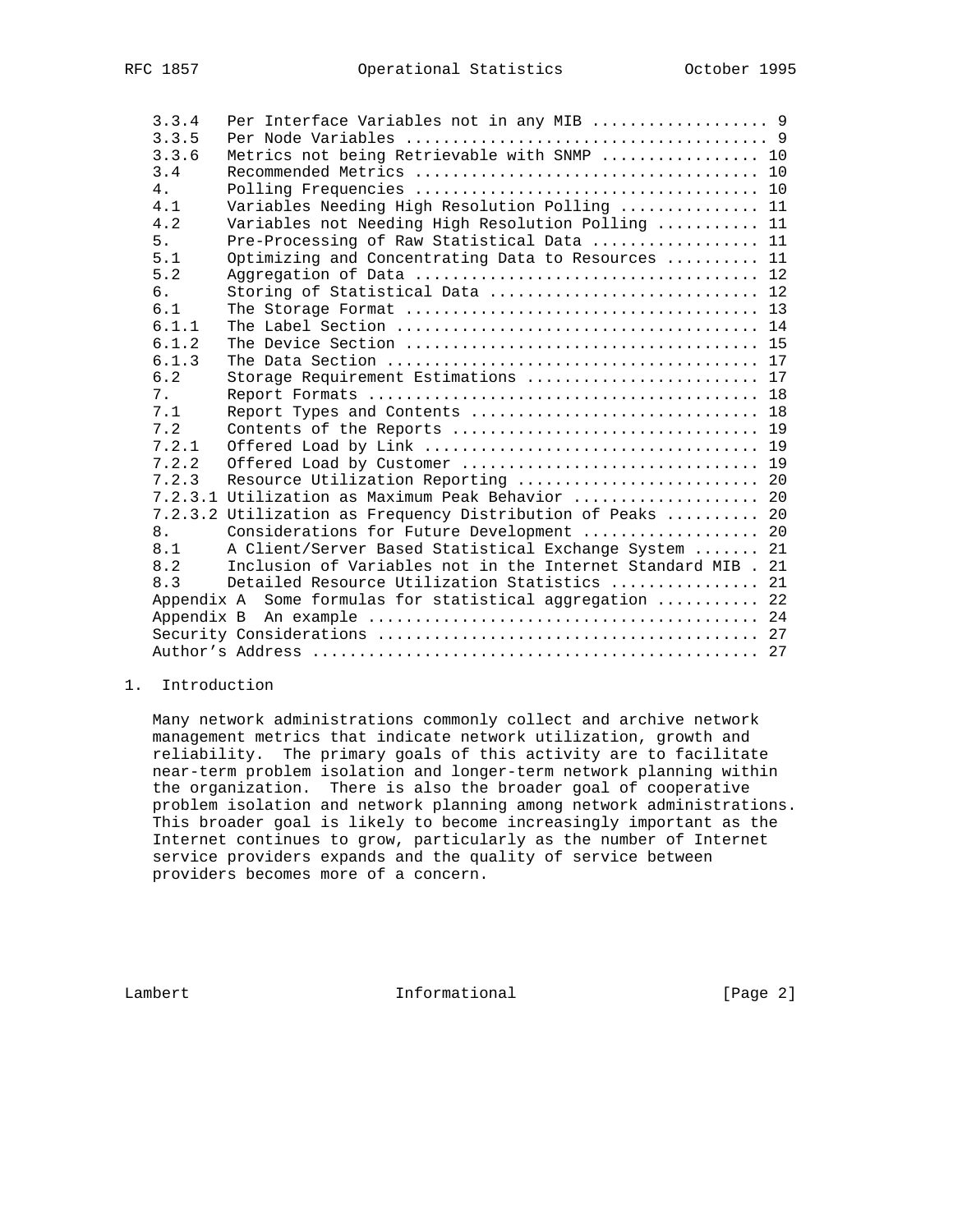```
   3.3.4    Per Interface Variables not in any MIB ..................  9
   3.3.5    Per Node Variables ......................................  9
   3.3.6    Metrics not being Retrievable with SNMP ................. 10
   3.4      Recommended Metrics ..................................... 10
   4.       Polling Frequencies ..................................... 10
   4.1      Variables Needing High Resolution Polling ............... 11
   4.2      Variables not Needing High Resolution Polling ........... 11
   5.       Pre-Processing of Raw Statistical Data .................. 11
   5.1      Optimizing and Concentrating Data to Resources .......... 11
   5.2      Aggregation of Data ..................................... 12
   6.       Storing of Statistical Data ............................. 12
   6.1      The Storage Format ...................................... 13
   6.1.1    The Label Section ....................................... 14
   6.1.2    The Device Section ...................................... 15
   6.1.3    The Data Section ........................................ 17
   6.2      Storage Requirement Estimations ......................... 17
   7.       Report Formats .......................................... 18
   7.1      Report Types and Contents ............................... 18
   7.2      Contents of the Reports ................................. 19
   7.2.1    Offered Load by Link .................................... 19
   7.2.2    Offered Load by Customer ................................ 19
   7.2.3    Resource Utilization Reporting .......................... 20
   7.2.3.1  Utilization as Maximum Peak Behavior .................... 20
   7.2.3.2  Utilization as Frequency Distribution of Peaks .......... 20
   8.       Considerations for Future Development ................... 20
   8.1      A Client/Server Based Statistical Exchange System ....... 21
   8.2      Inclusion of Variables not in the Internet Standard MIB . 21
   8.3      Detailed Resource Utilization Statistics ................ 21
   Appendix A  Some formulas for statistical aggregation ............ 22
   Appendix B  An example ........................................... 24
   Security Considerations .......................................... 27
   Author's Address ................................................. 27
```

## 1. Introduction

Many network administrations commonly collect and archive network management metrics that indicate network utilization, growth and reliability. The primary goals of this activity are to facilitate near-term problem isolation and longer-term network planning within the organization. There is also the broader goal of cooperative problem isolation and network planning among network administrations. This broader goal is likely to become increasingly important as the Internet continues to grow, particularly as the number of Internet service providers expands and the quality of service between providers becomes more of a concern.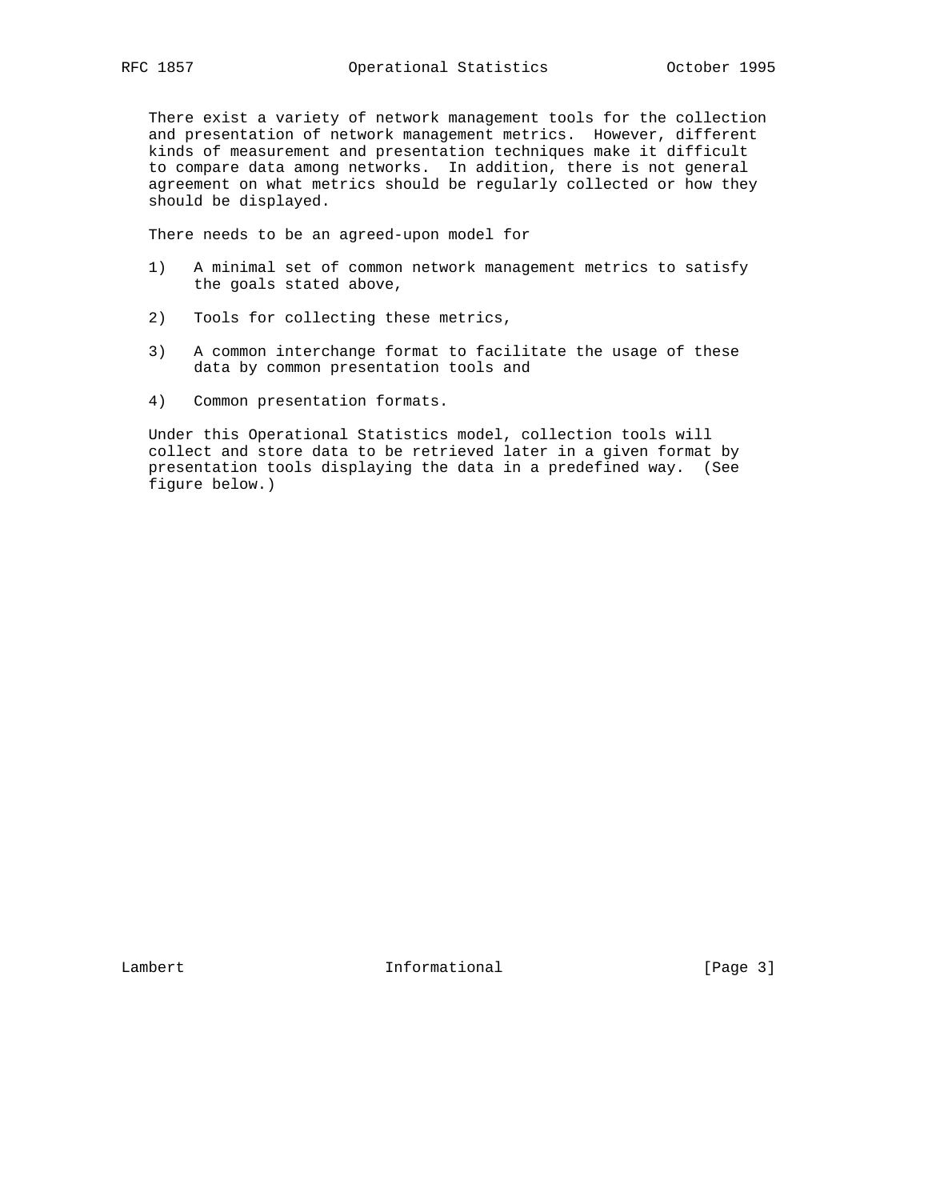There exist a variety of network management tools for the collection and presentation of network management metrics. However, different kinds of measurement and presentation techniques make it difficult to compare data among networks. In addition, there is not general agreement on what metrics should be regularly collected or how they should be displayed.

There needs to be an agreed-upon model for

1) A minimal set of common network management metrics to satisfy the goals stated above,

2) Tools for collecting these metrics,

3) A common interchange format to facilitate the usage of these data by common presentation tools and

4) Common presentation formats.

Under this Operational Statistics model, collection tools will collect and store data to be retrieved later in a given format by presentation tools displaying the data in a predefined way. (See figure below.)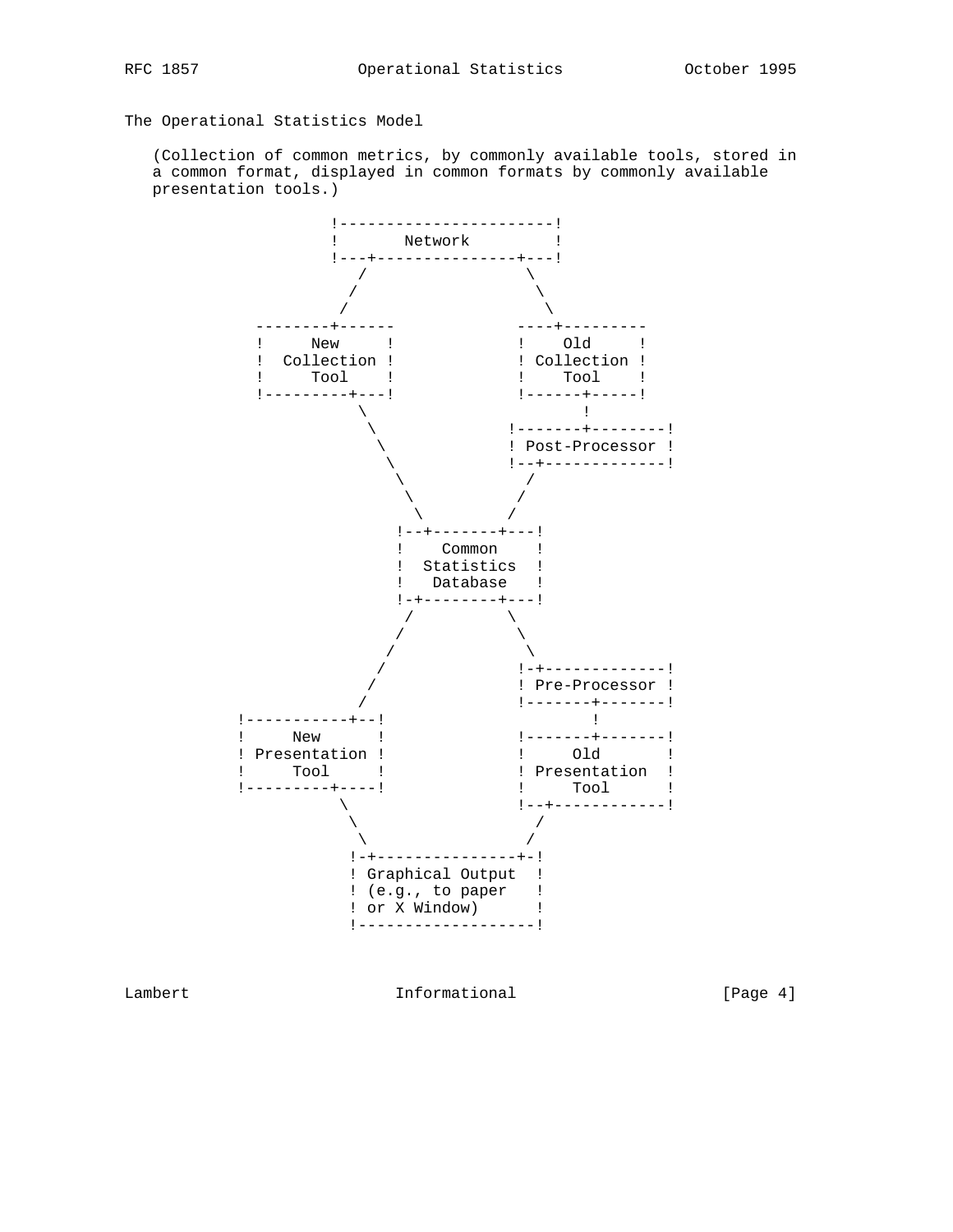The Operational Statistics Model

(Collection of common metrics, by commonly available tools, stored in a common format, displayed in common formats by commonly available presentation tools.)

```
                  !-----------------------!
                  !       Network         !
                  !---+---------------+---!
                     /                 \
                    /                   \
                   /                     \
          --------+------             ----+---------
          !     New     !             !    Old     !
          !  Collection !             ! Collection !
          !     Tool    !             !    Tool    !
          !---------+---!             !------+-----!
                     \                       !
                      \                !-------+--------!
                       \               ! Post-Processor !
                        \              !--+-------------!
                         \                /
                          \              /
                           \            /
                         !--+-------+---!
                         !    Common    !
                         !  Statistics  !
                         !   Database   !
                         !-+--------+---!
                          /          \
                         /            \
                        /              \
                       /              !-+-------------!
                      /               ! Pre-Processor !
                     /                !-------+-------!
        !-----------+--!                      !
        !     New      !              !-------+-------!
        ! Presentation !              !     Old       !
        !     Tool     !              ! Presentation  !
        !---------+----!              !     Tool      !
                   \                  !--+------------!
                    \                    /
                     \                  /
                    !-+---------------+-!
                    ! Graphical Output  !
                    ! (e.g., to paper   !
                    ! or X Window)      !
                    !-------------------!
```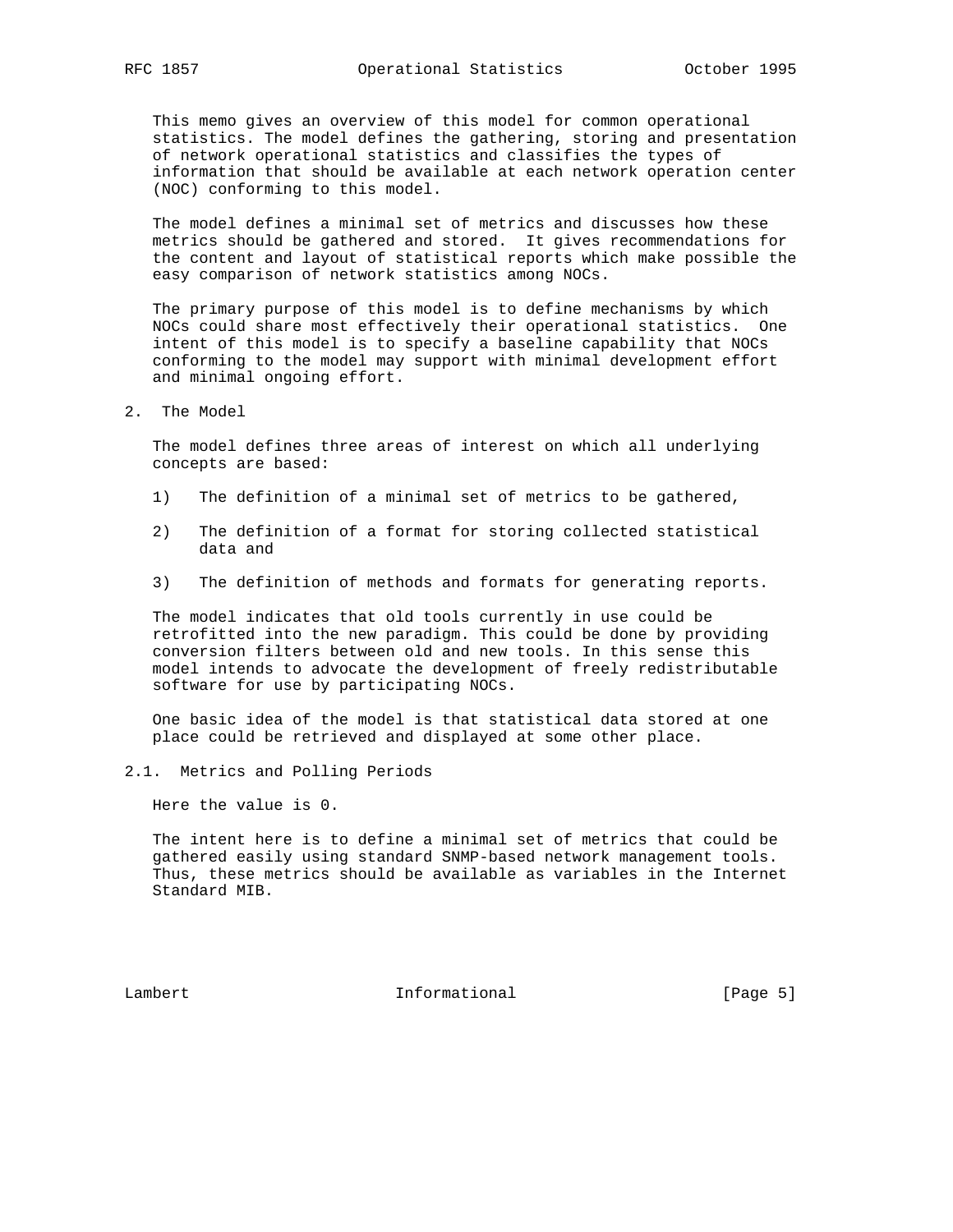This memo gives an overview of this model for common operational statistics. The model defines the gathering, storing and presentation of network operational statistics and classifies the types of information that should be available at each network operation center (NOC) conforming to this model.

The model defines a minimal set of metrics and discusses how these metrics should be gathered and stored. It gives recommendations for the content and layout of statistical reports which make possible the easy comparison of network statistics among NOCs.

The primary purpose of this model is to define mechanisms by which NOCs could share most effectively their operational statistics. One intent of this model is to specify a baseline capability that NOCs conforming to the model may support with minimal development effort and minimal ongoing effort.

## 2. The Model

The model defines three areas of interest on which all underlying concepts are based:

1) The definition of a minimal set of metrics to be gathered,

2) The definition of a format for storing collected statistical data and

3) The definition of methods and formats for generating reports.

The model indicates that old tools currently in use could be retrofitted into the new paradigm. This could be done by providing conversion filters between old and new tools. In this sense this model intends to advocate the development of freely redistributable software for use by participating NOCs.

One basic idea of the model is that statistical data stored at one place could be retrieved and displayed at some other place.

### 2.1. Metrics and Polling Periods

Here the value is 0.

The intent here is to define a minimal set of metrics that could be gathered easily using standard SNMP-based network management tools. Thus, these metrics should be available as variables in the Internet Standard MIB.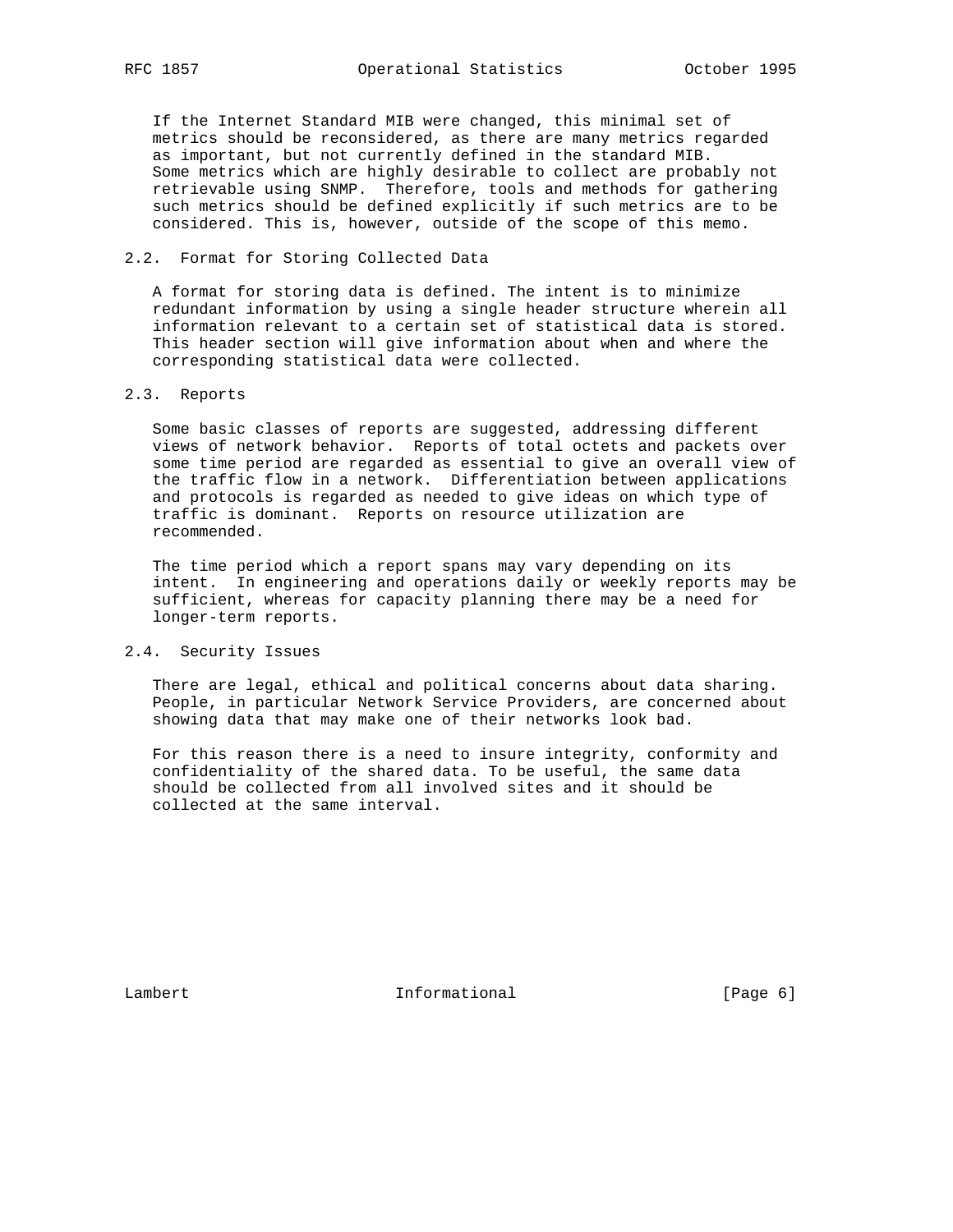If the Internet Standard MIB were changed, this minimal set of metrics should be reconsidered, as there are many metrics regarded as important, but not currently defined in the standard MIB. Some metrics which are highly desirable to collect are probably not retrievable using SNMP. Therefore, tools and methods for gathering such metrics should be defined explicitly if such metrics are to be considered. This is, however, outside of the scope of this memo.

### 2.2. Format for Storing Collected Data

A format for storing data is defined. The intent is to minimize redundant information by using a single header structure wherein all information relevant to a certain set of statistical data is stored. This header section will give information about when and where the corresponding statistical data were collected.

### 2.3. Reports

Some basic classes of reports are suggested, addressing different views of network behavior. Reports of total octets and packets over some time period are regarded as essential to give an overall view of the traffic flow in a network. Differentiation between applications and protocols is regarded as needed to give ideas on which type of traffic is dominant. Reports on resource utilization are recommended.

The time period which a report spans may vary depending on its intent. In engineering and operations daily or weekly reports may be sufficient, whereas for capacity planning there may be a need for longer-term reports.

### 2.4. Security Issues

There are legal, ethical and political concerns about data sharing. People, in particular Network Service Providers, are concerned about showing data that may make one of their networks look bad.

For this reason there is a need to insure integrity, conformity and confidentiality of the shared data. To be useful, the same data should be collected from all involved sites and it should be collected at the same interval.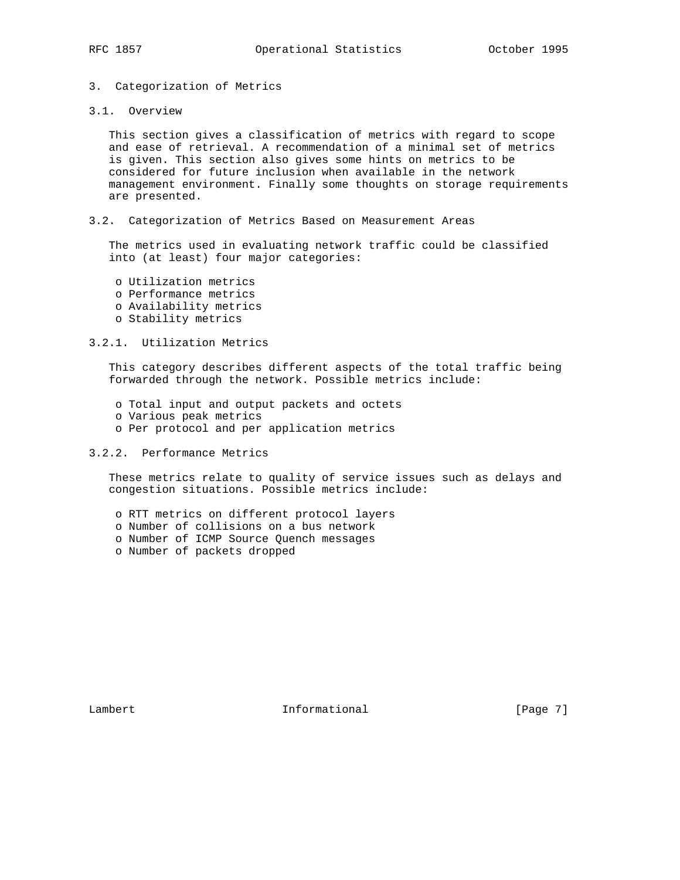# 3. Categorization of Metrics

## 3.1. Overview

This section gives a classification of metrics with regard to scope and ease of retrieval. A recommendation of a minimal set of metrics is given. This section also gives some hints on metrics to be considered for future inclusion when available in the network management environment. Finally some thoughts on storage requirements are presented.

## 3.2. Categorization of Metrics Based on Measurement Areas

The metrics used in evaluating network traffic could be classified into (at least) four major categories:

- Utilization metrics
- Performance metrics
- Availability metrics
- Stability metrics

### 3.2.1. Utilization Metrics

This category describes different aspects of the total traffic being forwarded through the network. Possible metrics include:

- Total input and output packets and octets
- Various peak metrics
- Per protocol and per application metrics

### 3.2.2. Performance Metrics

These metrics relate to quality of service issues such as delays and congestion situations. Possible metrics include:

- RTT metrics on different protocol layers
- Number of collisions on a bus network
- Number of ICMP Source Quench messages
- Number of packets dropped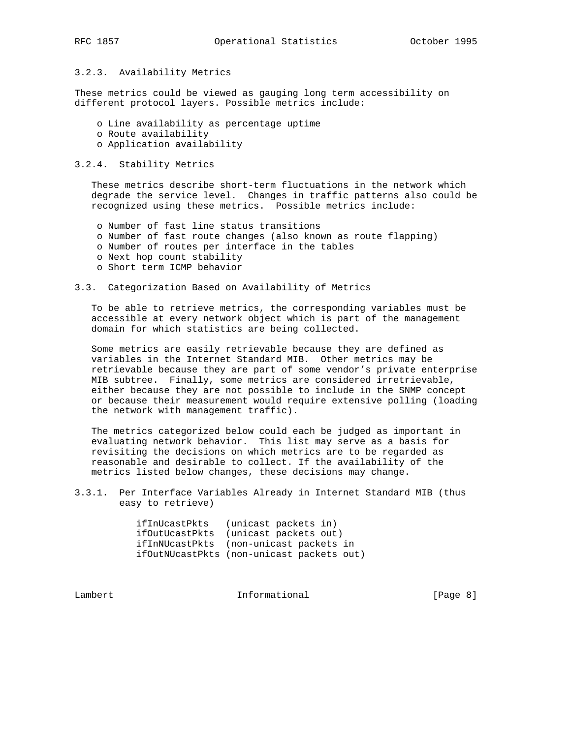### 3.2.3. Availability Metrics

These metrics could be viewed as gauging long term accessibility on different protocol layers. Possible metrics include:

- Line availability as percentage uptime
- Route availability
- Application availability

### 3.2.4. Stability Metrics

These metrics describe short-term fluctuations in the network which degrade the service level. Changes in traffic patterns also could be recognized using these metrics. Possible metrics include:

- Number of fast line status transitions
- Number of fast route changes (also known as route flapping)
- Number of routes per interface in the tables
- Next hop count stability
- Short term ICMP behavior

## 3.3. Categorization Based on Availability of Metrics

To be able to retrieve metrics, the corresponding variables must be accessible at every network object which is part of the management domain for which statistics are being collected.

Some metrics are easily retrievable because they are defined as variables in the Internet Standard MIB. Other metrics may be retrievable because they are part of some vendor's private enterprise MIB subtree. Finally, some metrics are considered irretrievable, either because they are not possible to include in the SNMP concept or because their measurement would require extensive polling (loading the network with management traffic).

The metrics categorized below could each be judged as important in evaluating network behavior. This list may serve as a basis for revisiting the decisions on which metrics are to be regarded as reasonable and desirable to collect. If the availability of the metrics listed below changes, these decisions may change.

### 3.3.1. Per Interface Variables Already in Internet Standard MIB (thus easy to retrieve)

```
ifInUcastPkts   (unicast packets in)
ifOutUcastPkts  (unicast packets out)
ifInNUcastPkts  (non-unicast packets in
ifOutNUcastPkts (non-unicast packets out)
```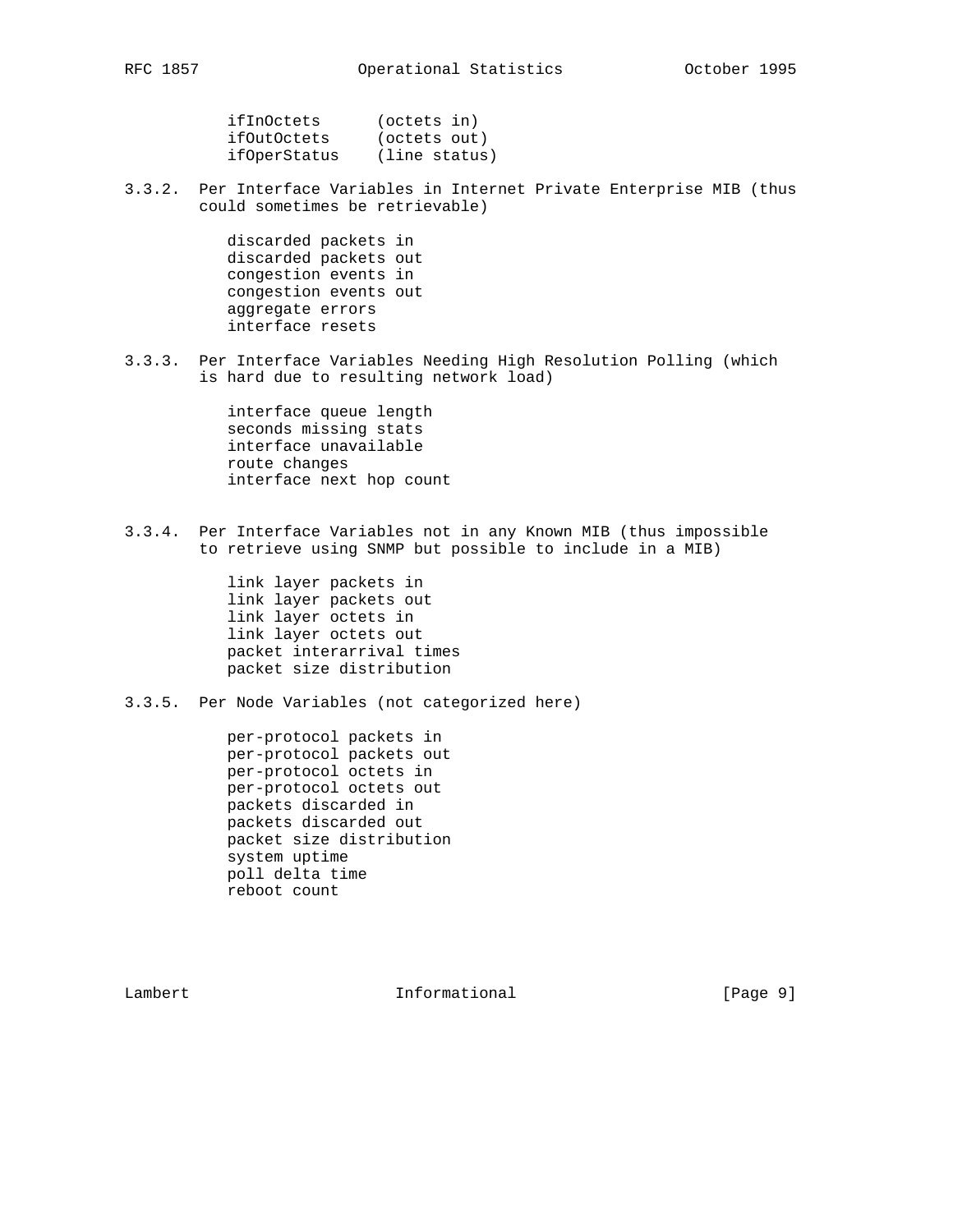```
ifInOctets      (octets in)
ifOutOctets     (octets out)
ifOperStatus    (line status)
```

### 3.3.2. Per Interface Variables in Internet Private Enterprise MIB (thus could sometimes be retrievable)

```
discarded packets in
discarded packets out
congestion events in
congestion events out
aggregate errors
interface resets
```

### 3.3.3. Per Interface Variables Needing High Resolution Polling (which is hard due to resulting network load)

```
interface queue length
seconds missing stats
interface unavailable
route changes
interface next hop count
```

### 3.3.4. Per Interface Variables not in any Known MIB (thus impossible to retrieve using SNMP but possible to include in a MIB)

```
link layer packets in
link layer packets out
link layer octets in
link layer octets out
packet interarrival times
packet size distribution
```

### 3.3.5. Per Node Variables (not categorized here)

```
per-protocol packets in
per-protocol packets out
per-protocol octets in
per-protocol octets out
packets discarded in
packets discarded out
packet size distribution
system uptime
poll delta time
reboot count
```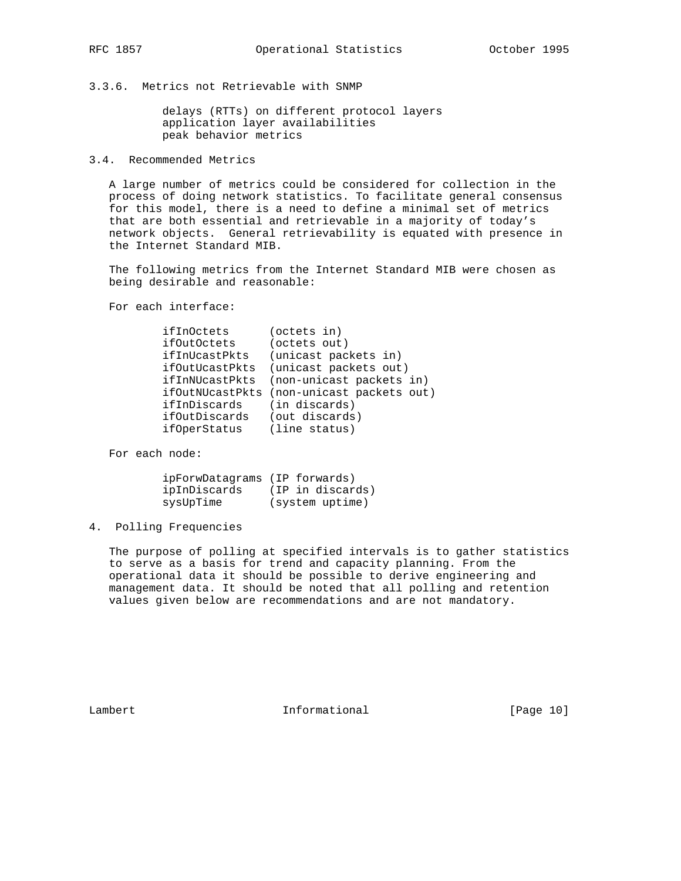#### 3.3.6. Metrics not Retrievable with SNMP

delays (RTTs) on different protocol layers
application layer availabilities
peak behavior metrics

### 3.4. Recommended Metrics

A large number of metrics could be considered for collection in the process of doing network statistics. To facilitate general consensus for this model, there is a need to define a minimal set of metrics that are both essential and retrievable in a majority of today's network objects. General retrievability is equated with presence in the Internet Standard MIB.

The following metrics from the Internet Standard MIB were chosen as being desirable and reasonable:

For each interface:

```
ifInOctets      (octets in)
ifOutOctets     (octets out)
ifInUcastPkts   (unicast packets in)
ifOutUcastPkts  (unicast packets out)
ifInNUcastPkts  (non-unicast packets in)
ifOutNUcastPkts (non-unicast packets out)
ifInDiscards    (in discards)
ifOutDiscards   (out discards)
ifOperStatus    (line status)
```

For each node:

```
ipForwDatagrams (IP forwards)
ipInDiscards    (IP in discards)
sysUpTime       (system uptime)
```

## 4. Polling Frequencies

The purpose of polling at specified intervals is to gather statistics to serve as a basis for trend and capacity planning. From the operational data it should be possible to derive engineering and management data. It should be noted that all polling and retention values given below are recommendations and are not mandatory.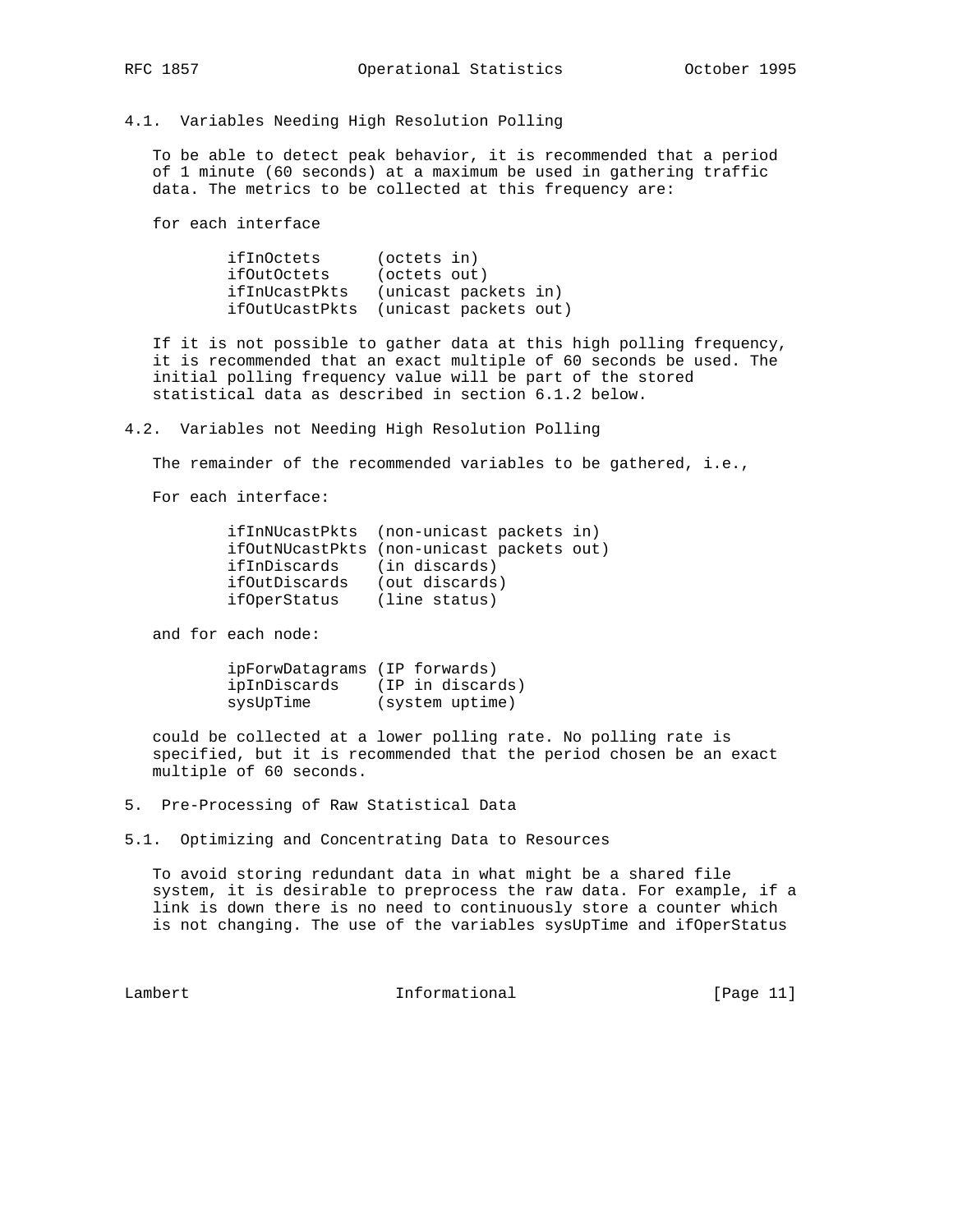### 4.1. Variables Needing High Resolution Polling

To be able to detect peak behavior, it is recommended that a period of 1 minute (60 seconds) at a maximum be used in gathering traffic data. The metrics to be collected at this frequency are:

for each interface

```
ifInOctets      (octets in)
ifOutOctets     (octets out)
ifInUcastPkts   (unicast packets in)
ifOutUcastPkts  (unicast packets out)
```

If it is not possible to gather data at this high polling frequency, it is recommended that an exact multiple of 60 seconds be used. The initial polling frequency value will be part of the stored statistical data as described in section 6.1.2 below.

### 4.2. Variables not Needing High Resolution Polling

The remainder of the recommended variables to be gathered, i.e.,

For each interface:

```
ifInNUcastPkts  (non-unicast packets in)
ifOutNUcastPkts (non-unicast packets out)
ifInDiscards    (in discards)
ifOutDiscards   (out discards)
ifOperStatus    (line status)
```

and for each node:

```
ipForwDatagrams (IP forwards)
ipInDiscards    (IP in discards)
sysUpTime       (system uptime)
```

could be collected at a lower polling rate. No polling rate is specified, but it is recommended that the period chosen be an exact multiple of 60 seconds.

## 5. Pre-Processing of Raw Statistical Data

### 5.1. Optimizing and Concentrating Data to Resources

To avoid storing redundant data in what might be a shared file system, it is desirable to preprocess the raw data. For example, if a link is down there is no need to continuously store a counter which is not changing. The use of the variables sysUpTime and ifOperStatus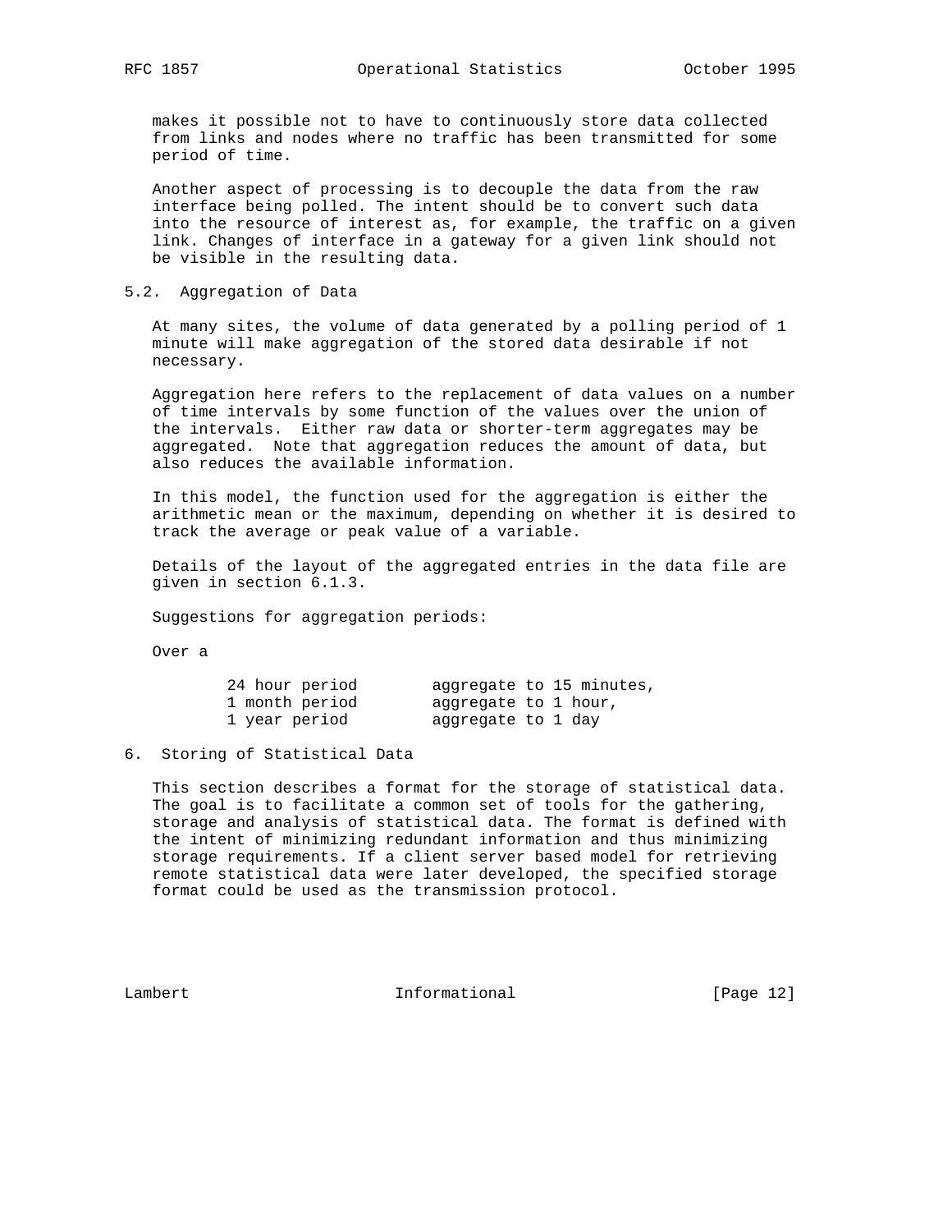makes it possible not to have to continuously store data collected from links and nodes where no traffic has been transmitted for some period of time.

Another aspect of processing is to decouple the data from the raw interface being polled. The intent should be to convert such data into the resource of interest as, for example, the traffic on a given link. Changes of interface in a gateway for a given link should not be visible in the resulting data.

## 5.2. Aggregation of Data

At many sites, the volume of data generated by a polling period of 1 minute will make aggregation of the stored data desirable if not necessary.

Aggregation here refers to the replacement of data values on a number of time intervals by some function of the values over the union of the intervals. Either raw data or shorter-term aggregates may be aggregated. Note that aggregation reduces the amount of data, but also reduces the available information.

In this model, the function used for the aggregation is either the arithmetic mean or the maximum, depending on whether it is desired to track the average or peak value of a variable.

Details of the layout of the aggregated entries in the data file are given in section 6.1.3.

Suggestions for aggregation periods:

Over a

```
        24 hour period        aggregate to 15 minutes,
        1 month period        aggregate to 1 hour,
        1 year period         aggregate to 1 day
```

# 6. Storing of Statistical Data

This section describes a format for the storage of statistical data. The goal is to facilitate a common set of tools for the gathering, storage and analysis of statistical data. The format is defined with the intent of minimizing redundant information and thus minimizing storage requirements. If a client server based model for retrieving remote statistical data were later developed, the specified storage format could be used as the transmission protocol.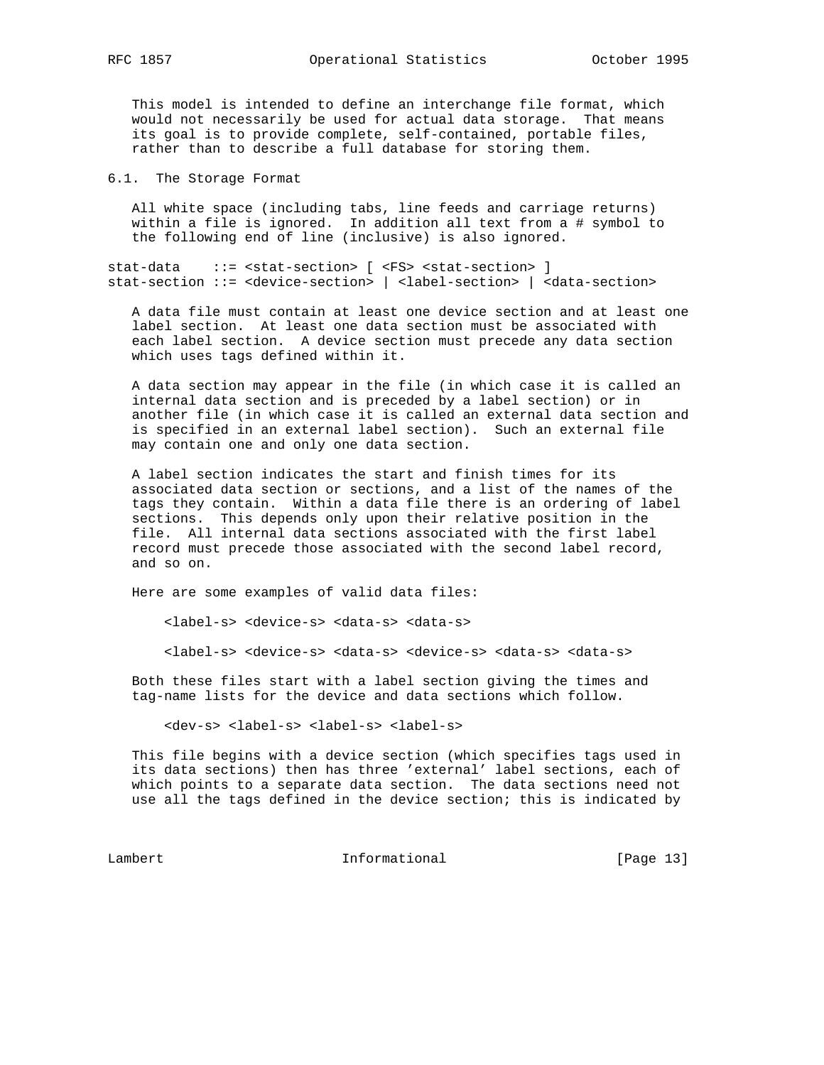This model is intended to define an interchange file format, which would not necessarily be used for actual data storage. That means its goal is to provide complete, self-contained, portable files, rather than to describe a full database for storing them.

## 6.1. The Storage Format

All white space (including tabs, line feeds and carriage returns) within a file is ignored. In addition all text from a # symbol to the following end of line (inclusive) is also ignored.

```
stat-data    ::= <stat-section> [ <FS> <stat-section> ]
stat-section ::= <device-section> | <label-section> | <data-section>
```

A data file must contain at least one device section and at least one label section. At least one data section must be associated with each label section. A device section must precede any data section which uses tags defined within it.

A data section may appear in the file (in which case it is called an internal data section and is preceded by a label section) or in another file (in which case it is called an external data section and is specified in an external label section). Such an external file may contain one and only one data section.

A label section indicates the start and finish times for its associated data section or sections, and a list of the names of the tags they contain. Within a data file there is an ordering of label sections. This depends only upon their relative position in the file. All internal data sections associated with the first label record must precede those associated with the second label record, and so on.

Here are some examples of valid data files:

```
<label-s> <device-s> <data-s> <data-s>

<label-s> <device-s> <data-s> <device-s> <data-s> <data-s>
```

Both these files start with a label section giving the times and tag-name lists for the device and data sections which follow.

```
<dev-s> <label-s> <label-s> <label-s>
```

This file begins with a device section (which specifies tags used in its data sections) then has three 'external' label sections, each of which points to a separate data section. The data sections need not use all the tags defined in the device section; this is indicated by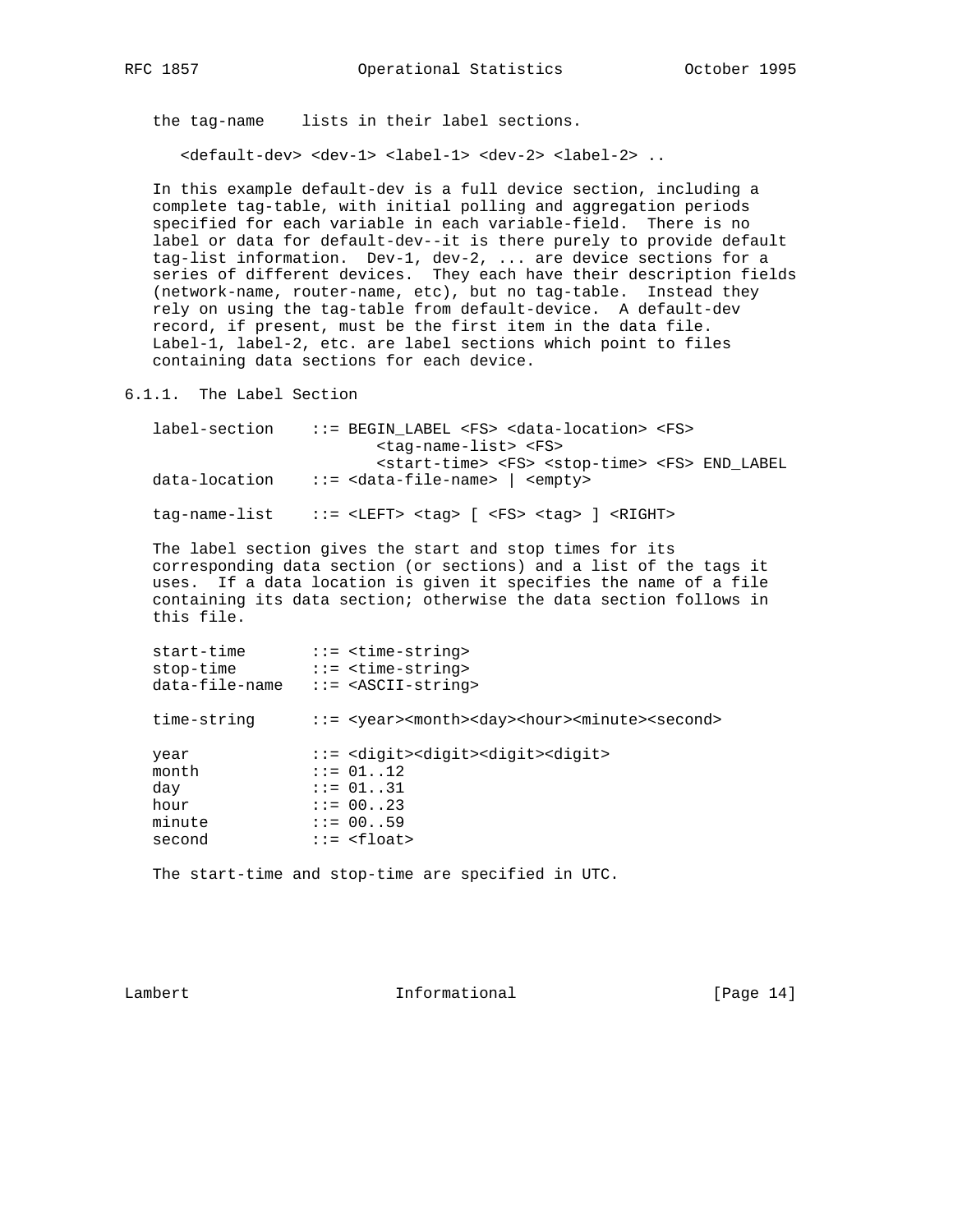the tag-name lists in their label sections.

```
<default-dev> <dev-1> <label-1> <dev-2> <label-2> ..
```

In this example default-dev is a full device section, including a complete tag-table, with initial polling and aggregation periods specified for each variable in each variable-field. There is no label or data for default-dev--it is there purely to provide default tag-list information. Dev-1, dev-2, ... are device sections for a series of different devices. They each have their description fields (network-name, router-name, etc), but no tag-table. Instead they rely on using the tag-table from default-device. A default-dev record, if present, must be the first item in the data file. Label-1, label-2, etc. are label sections which point to files containing data sections for each device.

### 6.1.1. The Label Section

```
label-section    ::= BEGIN_LABEL <FS> <data-location> <FS>
                        <tag-name-list> <FS>
                        <start-time> <FS> <stop-time> <FS> END_LABEL
data-location    ::= <data-file-name> | <empty>

tag-name-list    ::= <LEFT> <tag> [ <FS> <tag> ] <RIGHT>
```

The label section gives the start and stop times for its corresponding data section (or sections) and a list of the tags it uses. If a data location is given it specifies the name of a file containing its data section; otherwise the data section follows in this file.

```
start-time       ::= <time-string>
stop-time        ::= <time-string>
data-file-name   ::= <ASCII-string>

time-string      ::= <year><month><day><hour><minute><second>

year             ::= <digit><digit><digit><digit>
month            ::= 01..12
day              ::= 01..31
hour             ::= 00..23
minute           ::= 00..59
second           ::= <float>
```

The start-time and stop-time are specified in UTC.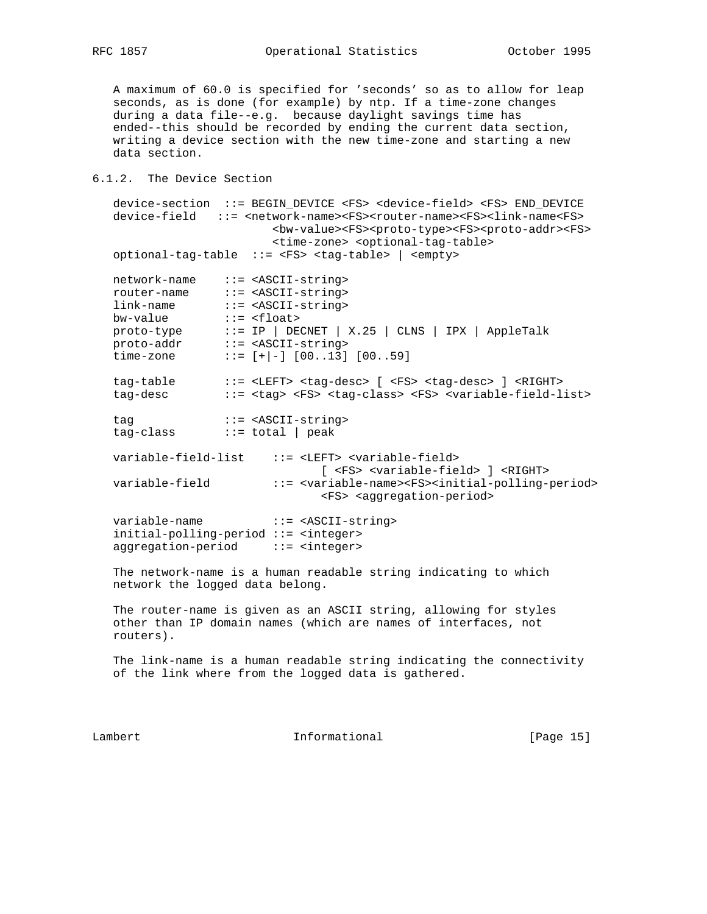A maximum of 60.0 is specified for 'seconds' so as to allow for leap seconds, as is done (for example) by ntp. If a time-zone changes during a data file--e.g. because daylight savings time has ended--this should be recorded by ending the current data section, writing a device section with the new time-zone and starting a new data section.

### 6.1.2. The Device Section

```
device-section  ::= BEGIN_DEVICE <FS> <device-field> <FS> END_DEVICE
device-field   ::= <network-name><FS><router-name><FS><link-name<FS>
                      <bw-value><FS><proto-type><FS><proto-addr><FS>
                      <time-zone> <optional-tag-table>
optional-tag-table  ::= <FS> <tag-table> | <empty>

network-name    ::= <ASCII-string>
router-name     ::= <ASCII-string>
link-name       ::= <ASCII-string>
bw-value        ::= <float>
proto-type      ::= IP | DECNET | X.25 | CLNS | IPX | AppleTalk
proto-addr      ::= <ASCII-string>
time-zone       ::= [+|-] [00..13] [00..59]

tag-table       ::= <LEFT> <tag-desc> [ <FS> <tag-desc> ] <RIGHT>
tag-desc        ::= <tag> <FS> <tag-class> <FS> <variable-field-list>

tag             ::= <ASCII-string>
tag-class       ::= total | peak

variable-field-list    ::= <LEFT> <variable-field>
                              [ <FS> <variable-field> ] <RIGHT>
variable-field         ::= <variable-name><FS><initial-polling-period>
                              <FS> <aggregation-period>

variable-name          ::= <ASCII-string>
initial-polling-period ::= <integer>
aggregation-period     ::= <integer>
```

The network-name is a human readable string indicating to which network the logged data belong.

The router-name is given as an ASCII string, allowing for styles other than IP domain names (which are names of interfaces, not routers).

The link-name is a human readable string indicating the connectivity of the link where from the logged data is gathered.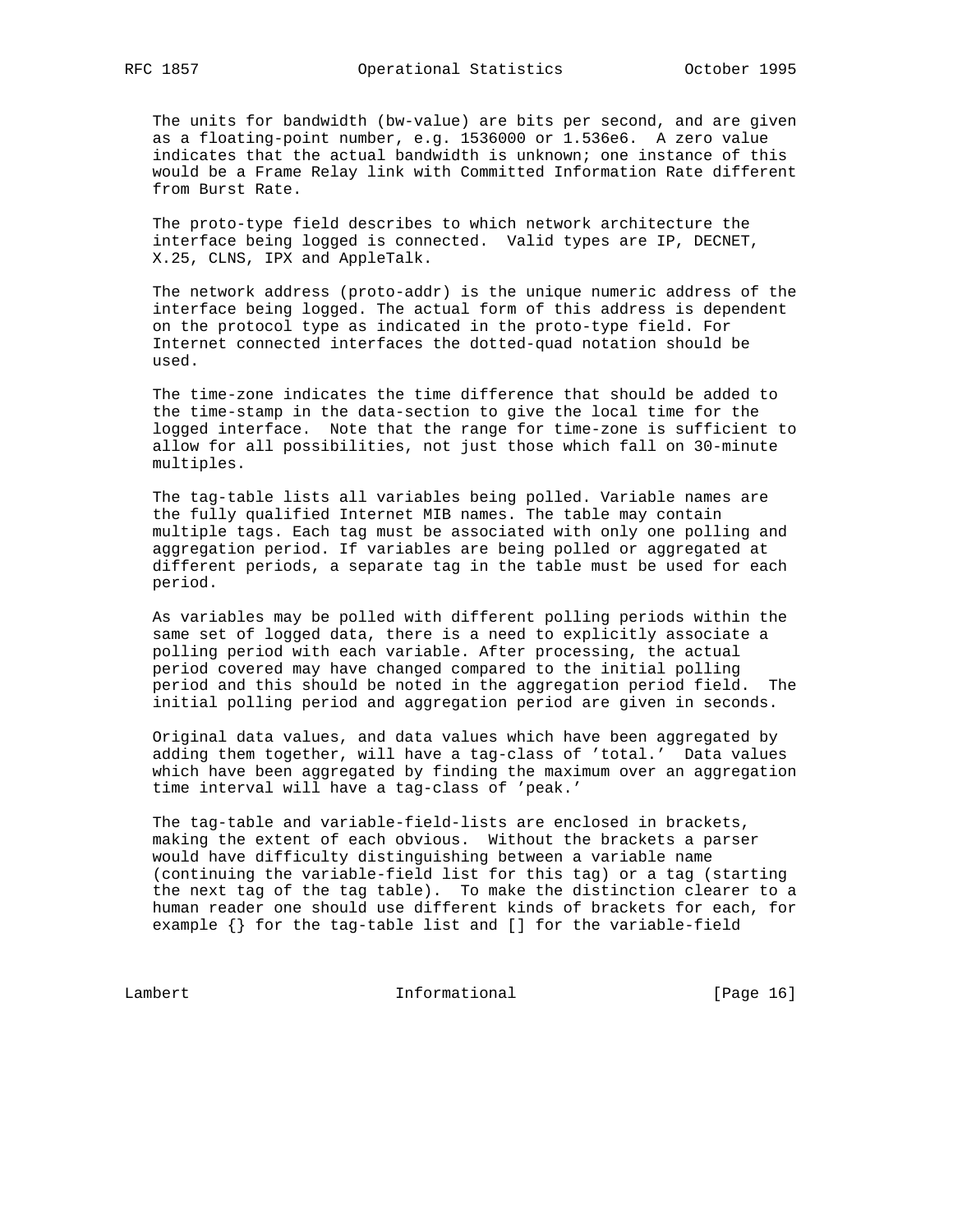The units for bandwidth (bw-value) are bits per second, and are given as a floating-point number, e.g. 1536000 or 1.536e6. A zero value indicates that the actual bandwidth is unknown; one instance of this would be a Frame Relay link with Committed Information Rate different from Burst Rate.

The proto-type field describes to which network architecture the interface being logged is connected. Valid types are IP, DECNET, X.25, CLNS, IPX and AppleTalk.

The network address (proto-addr) is the unique numeric address of the interface being logged. The actual form of this address is dependent on the protocol type as indicated in the proto-type field. For Internet connected interfaces the dotted-quad notation should be used.

The time-zone indicates the time difference that should be added to the time-stamp in the data-section to give the local time for the logged interface. Note that the range for time-zone is sufficient to allow for all possibilities, not just those which fall on 30-minute multiples.

The tag-table lists all variables being polled. Variable names are the fully qualified Internet MIB names. The table may contain multiple tags. Each tag must be associated with only one polling and aggregation period. If variables are being polled or aggregated at different periods, a separate tag in the table must be used for each period.

As variables may be polled with different polling periods within the same set of logged data, there is a need to explicitly associate a polling period with each variable. After processing, the actual period covered may have changed compared to the initial polling period and this should be noted in the aggregation period field. The initial polling period and aggregation period are given in seconds.

Original data values, and data values which have been aggregated by adding them together, will have a tag-class of 'total.' Data values which have been aggregated by finding the maximum over an aggregation time interval will have a tag-class of 'peak.'

The tag-table and variable-field-lists are enclosed in brackets, making the extent of each obvious. Without the brackets a parser would have difficulty distinguishing between a variable name (continuing the variable-field list for this tag) or a tag (starting the next tag of the tag table). To make the distinction clearer to a human reader one should use different kinds of brackets for each, for example {} for the tag-table list and [] for the variable-field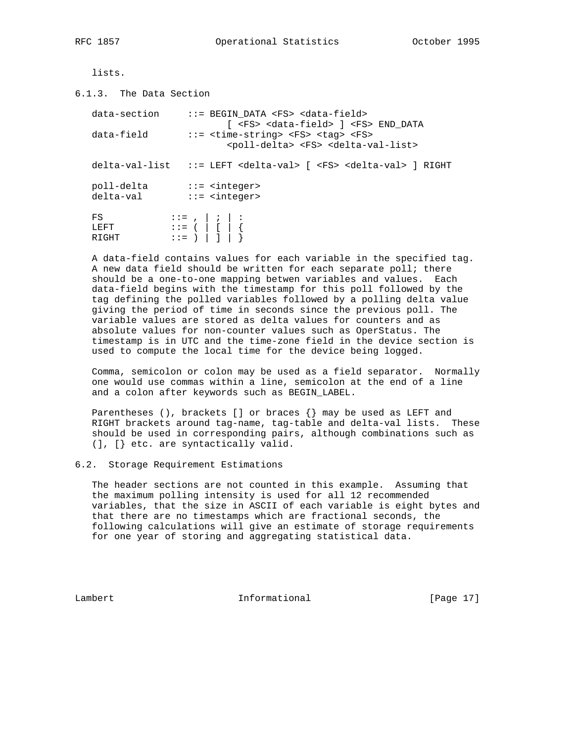lists.

### 6.1.3. The Data Section

```
data-section     ::= BEGIN_DATA <FS> <data-field>
                         [ <FS> <data-field> ] <FS> END_DATA
data-field       ::= <time-string> <FS> <tag> <FS>
                         <poll-delta> <FS> <delta-val-list>

delta-val-list   ::= LEFT <delta-val> [ <FS> <delta-val> ] RIGHT

poll-delta       ::= <integer>
delta-val        ::= <integer>

FS            ::= , | ; | :
LEFT          ::= ( | [ | {
RIGHT         ::= ) | ] | }
```

A data-field contains values for each variable in the specified tag. A new data field should be written for each separate poll; there should be a one-to-one mapping betwen variables and values. Each data-field begins with the timestamp for this poll followed by the tag defining the polled variables followed by a polling delta value giving the period of time in seconds since the previous poll. The variable values are stored as delta values for counters and as absolute values for non-counter values such as OperStatus. The timestamp is in UTC and the time-zone field in the device section is used to compute the local time for the device being logged.

Comma, semicolon or colon may be used as a field separator. Normally one would use commas within a line, semicolon at the end of a line and a colon after keywords such as BEGIN_LABEL.

Parentheses (), brackets [] or braces {} may be used as LEFT and RIGHT brackets around tag-name, tag-table and delta-val lists. These should be used in corresponding pairs, although combinations such as (], [} etc. are syntactically valid.

## 6.2. Storage Requirement Estimations

The header sections are not counted in this example. Assuming that the maximum polling intensity is used for all 12 recommended variables, that the size in ASCII of each variable is eight bytes and that there are no timestamps which are fractional seconds, the following calculations will give an estimate of storage requirements for one year of storing and aggregating statistical data.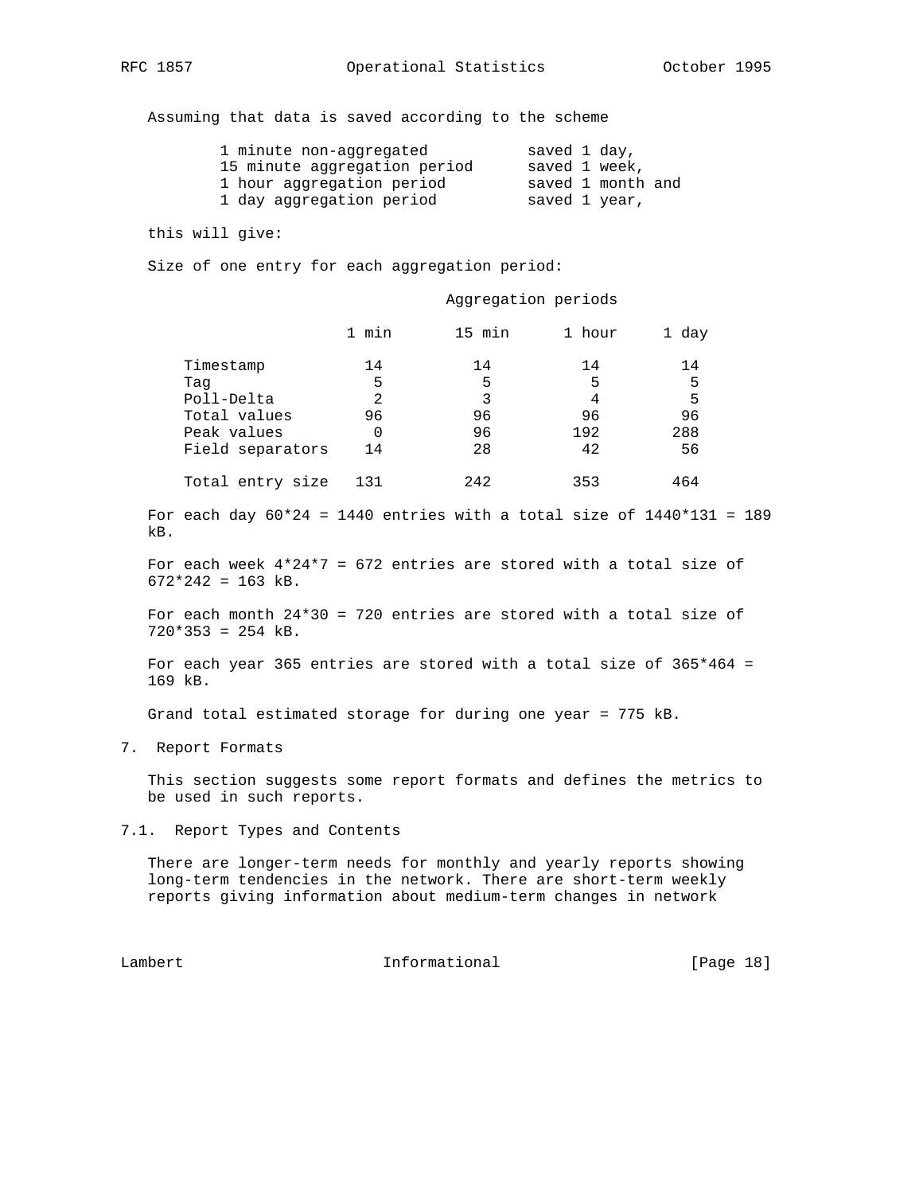Assuming that data is saved according to the scheme

```
1 minute non-aggregated          saved 1 day,
15 minute aggregation period     saved 1 week,
1 hour aggregation period        saved 1 month and
1 day aggregation period         saved 1 year,
```

this will give:

Size of one entry for each aggregation period:

| | Aggregation periods | | | |
|---|---|---|---|---|
| | 1 min | 15 min | 1 hour | 1 day |
| Timestamp | 14 | 14 | 14 | 14 |
| Tag | 5 | 5 | 5 | 5 |
| Poll-Delta | 2 | 3 | 4 | 5 |
| Total values | 96 | 96 | 96 | 96 |
| Peak values | 0 | 96 | 192 | 288 |
| Field separators | 14 | 28 | 42 | 56 |
| Total entry size | 131 | 242 | 353 | 464 |

For each day 60*24 = 1440 entries with a total size of 1440*131 = 189 kB.

For each week 4*24*7 = 672 entries are stored with a total size of 672*242 = 163 kB.

For each month 24*30 = 720 entries are stored with a total size of 720*353 = 254 kB.

For each year 365 entries are stored with a total size of 365*464 = 169 kB.

Grand total estimated storage for during one year = 775 kB.

## 7. Report Formats

This section suggests some report formats and defines the metrics to be used in such reports.

### 7.1. Report Types and Contents

There are longer-term needs for monthly and yearly reports showing long-term tendencies in the network. There are short-term weekly reports giving information about medium-term changes in network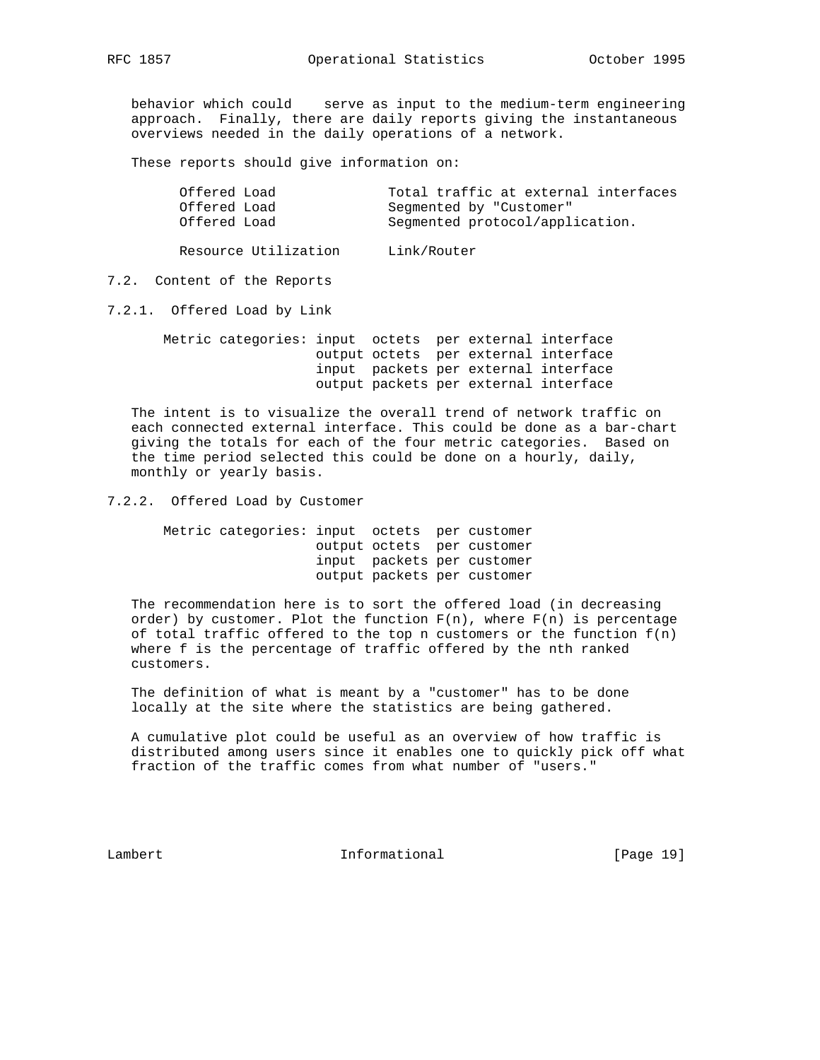behavior which could serve as input to the medium-term engineering approach. Finally, there are daily reports giving the instantaneous overviews needed in the daily operations of a network.

These reports should give information on:

| | |
|---|---|
| Offered Load | Total traffic at external interfaces |
| Offered Load | Segmented by "Customer" |
| Offered Load | Segmented protocol/application. |
| Resource Utilization | Link/Router |

### 7.2. Content of the Reports

#### 7.2.1. Offered Load by Link

```
Metric categories: input  octets  per external interface
                   output octets  per external interface
                   input  packets per external interface
                   output packets per external interface
```

The intent is to visualize the overall trend of network traffic on each connected external interface. This could be done as a bar-chart giving the totals for each of the four metric categories. Based on the time period selected this could be done on a hourly, daily, monthly or yearly basis.

#### 7.2.2. Offered Load by Customer

```
Metric categories: input  octets  per customer
                   output octets  per customer
                   input  packets per customer
                   output packets per customer
```

The recommendation here is to sort the offered load (in decreasing order) by customer. Plot the function F(n), where F(n) is percentage of total traffic offered to the top n customers or the function f(n) where f is the percentage of traffic offered by the nth ranked customers.

The definition of what is meant by a "customer" has to be done locally at the site where the statistics are being gathered.

A cumulative plot could be useful as an overview of how traffic is distributed among users since it enables one to quickly pick off what fraction of the traffic comes from what number of "users."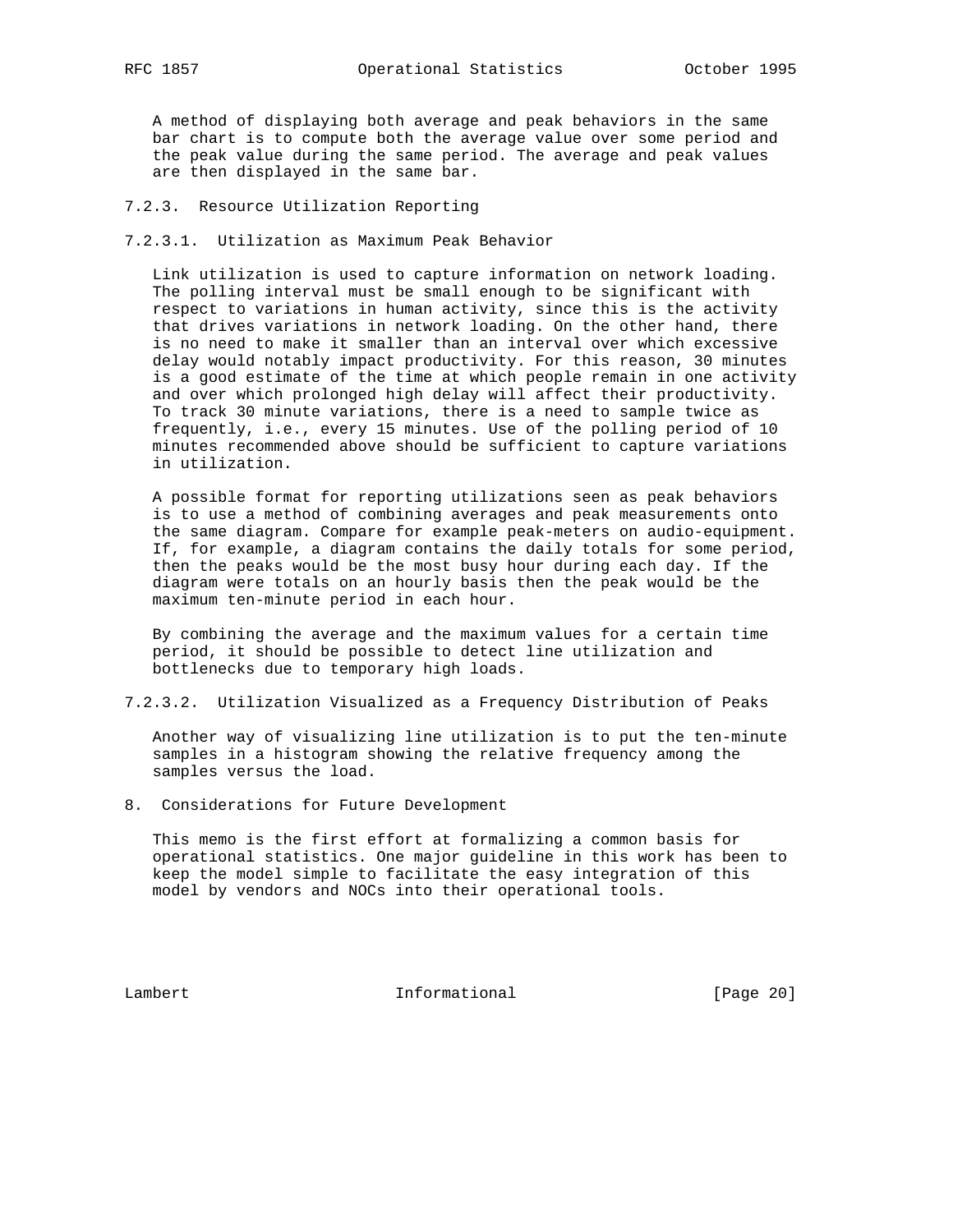A method of displaying both average and peak behaviors in the same bar chart is to compute both the average value over some period and the peak value during the same period. The average and peak values are then displayed in the same bar.

### 7.2.3. Resource Utilization Reporting

#### 7.2.3.1. Utilization as Maximum Peak Behavior

Link utilization is used to capture information on network loading. The polling interval must be small enough to be significant with respect to variations in human activity, since this is the activity that drives variations in network loading. On the other hand, there is no need to make it smaller than an interval over which excessive delay would notably impact productivity. For this reason, 30 minutes is a good estimate of the time at which people remain in one activity and over which prolonged high delay will affect their productivity. To track 30 minute variations, there is a need to sample twice as frequently, i.e., every 15 minutes. Use of the polling period of 10 minutes recommended above should be sufficient to capture variations in utilization.

A possible format for reporting utilizations seen as peak behaviors is to use a method of combining averages and peak measurements onto the same diagram. Compare for example peak-meters on audio-equipment. If, for example, a diagram contains the daily totals for some period, then the peaks would be the most busy hour during each day. If the diagram were totals on an hourly basis then the peak would be the maximum ten-minute period in each hour.

By combining the average and the maximum values for a certain time period, it should be possible to detect line utilization and bottlenecks due to temporary high loads.

#### 7.2.3.2. Utilization Visualized as a Frequency Distribution of Peaks

Another way of visualizing line utilization is to put the ten-minute samples in a histogram showing the relative frequency among the samples versus the load.

## 8. Considerations for Future Development

This memo is the first effort at formalizing a common basis for operational statistics. One major guideline in this work has been to keep the model simple to facilitate the easy integration of this model by vendors and NOCs into their operational tools.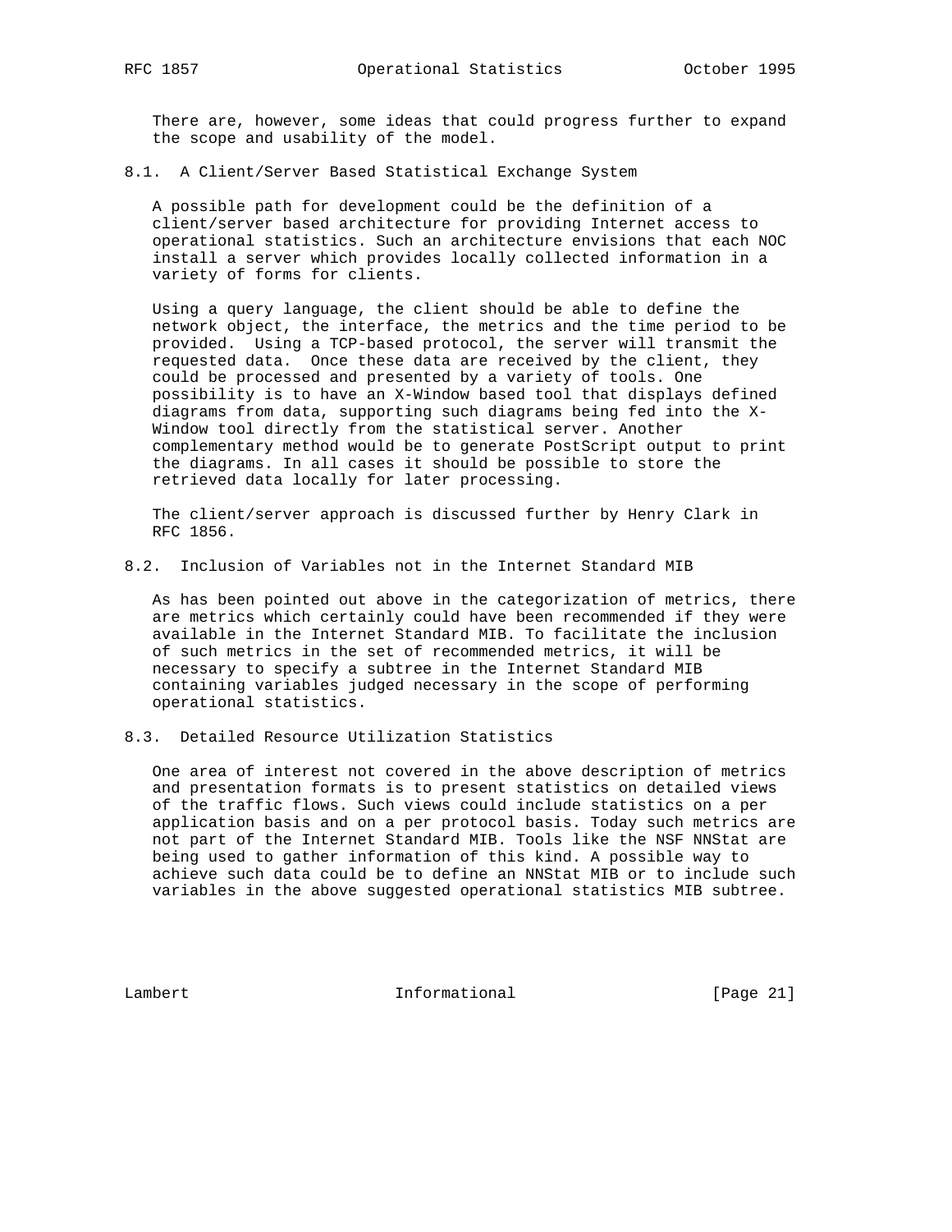There are, however, some ideas that could progress further to expand the scope and usability of the model.

### 8.1. A Client/Server Based Statistical Exchange System

A possible path for development could be the definition of a client/server based architecture for providing Internet access to operational statistics. Such an architecture envisions that each NOC install a server which provides locally collected information in a variety of forms for clients.

Using a query language, the client should be able to define the network object, the interface, the metrics and the time period to be provided. Using a TCP-based protocol, the server will transmit the requested data. Once these data are received by the client, they could be processed and presented by a variety of tools. One possibility is to have an X-Window based tool that displays defined diagrams from data, supporting such diagrams being fed into the X-Window tool directly from the statistical server. Another complementary method would be to generate PostScript output to print the diagrams. In all cases it should be possible to store the retrieved data locally for later processing.

The client/server approach is discussed further by Henry Clark in RFC 1856.

### 8.2. Inclusion of Variables not in the Internet Standard MIB

As has been pointed out above in the categorization of metrics, there are metrics which certainly could have been recommended if they were available in the Internet Standard MIB. To facilitate the inclusion of such metrics in the set of recommended metrics, it will be necessary to specify a subtree in the Internet Standard MIB containing variables judged necessary in the scope of performing operational statistics.

### 8.3. Detailed Resource Utilization Statistics

One area of interest not covered in the above description of metrics and presentation formats is to present statistics on detailed views of the traffic flows. Such views could include statistics on a per application basis and on a per protocol basis. Today such metrics are not part of the Internet Standard MIB. Tools like the NSF NNStat are being used to gather information of this kind. A possible way to achieve such data could be to define an NNStat MIB or to include such variables in the above suggested operational statistics MIB subtree.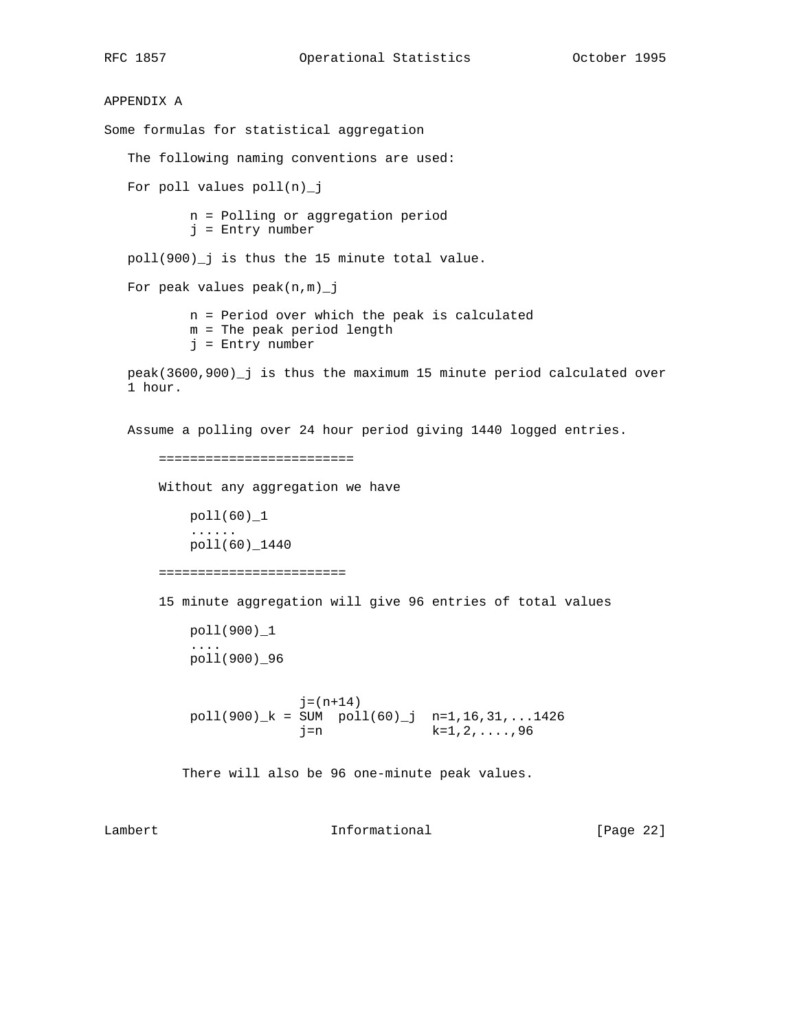## APPENDIX A

### Some formulas for statistical aggregation

The following naming conventions are used:

For poll values poll(n)_j

- n = Polling or aggregation period
- j = Entry number

poll(900)_j is thus the 15 minute total value.

For peak values peak(n,m)_j

- n = Period over which the peak is calculated
- m = The peak period length
- j = Entry number

peak(3600,900)_j is thus the maximum 15 minute period calculated over 1 hour.

Assume a polling over 24 hour period giving 1440 logged entries.

=========================

Without any aggregation we have

```
poll(60)_1
......
poll(60)_1440
```

========================

15 minute aggregation will give 96 entries of total values

```
poll(900)_1
....
poll(900)_96
```

$$poll(900)_k = \sum_{j=n}^{j=(n+14)} poll(60)_j \quad n=1,16,31,...1426 \quad k=1,2,....,96$$

There will also be 96 one-minute peak values.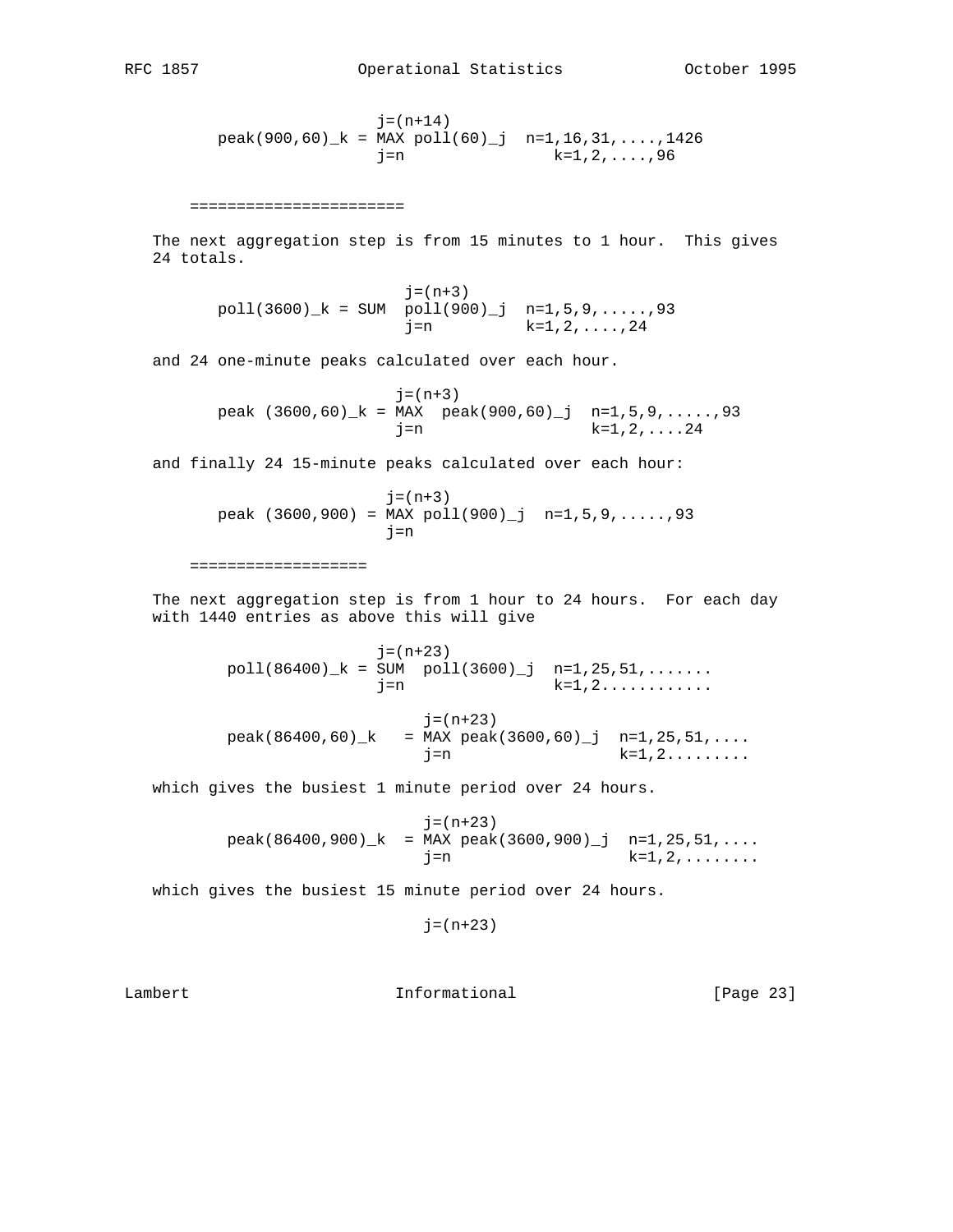$$\text{peak}(900,60)_k = \max_{j=n}^{j=(n+14)} \text{poll}(60)_j \quad n=1,16,31,....,1426 \quad k=1,2,....,96$$

======================

The next aggregation step is from 15 minutes to 1 hour. This gives 24 totals.

$$\text{poll}(3600)_k = \sum_{j=n}^{j=(n+3)} \text{poll}(900)_j \quad n=1,5,9,.....,93 \quad k=1,2,....,24$$

and 24 one-minute peaks calculated over each hour.

$$\text{peak}\ (3600,60)_k = \max_{j=n}^{j=(n+3)} \text{peak}(900,60)_j \quad n=1,5,9,.....,93 \quad k=1,2,....24$$

and finally 24 15-minute peaks calculated over each hour:

$$\text{peak}\ (3600,900) = \max_{j=n}^{j=(n+3)} \text{poll}(900)_j \quad n=1,5,9,.....,93$$

===================

The next aggregation step is from 1 hour to 24 hours. For each day with 1440 entries as above this will give

$$\text{poll}(86400)_k = \sum_{j=n}^{j=(n+23)} \text{poll}(3600)_j \quad n=1,25,51,....... \quad k=1,2...........$$

$$\text{peak}(86400,60)_k = \max_{j=n}^{j=(n+23)} \text{peak}(3600,60)_j \quad n=1,25,51,.... \quad k=1,2.........$$

which gives the busiest 1 minute period over 24 hours.

$$\text{peak}(86400,900)_k = \max_{j=n}^{j=(n+23)} \text{peak}(3600,900)_j \quad n=1,25,51,.... \quad k=1,2,........$$

which gives the busiest 15 minute period over 24 hours.

$$j=(n+23)$$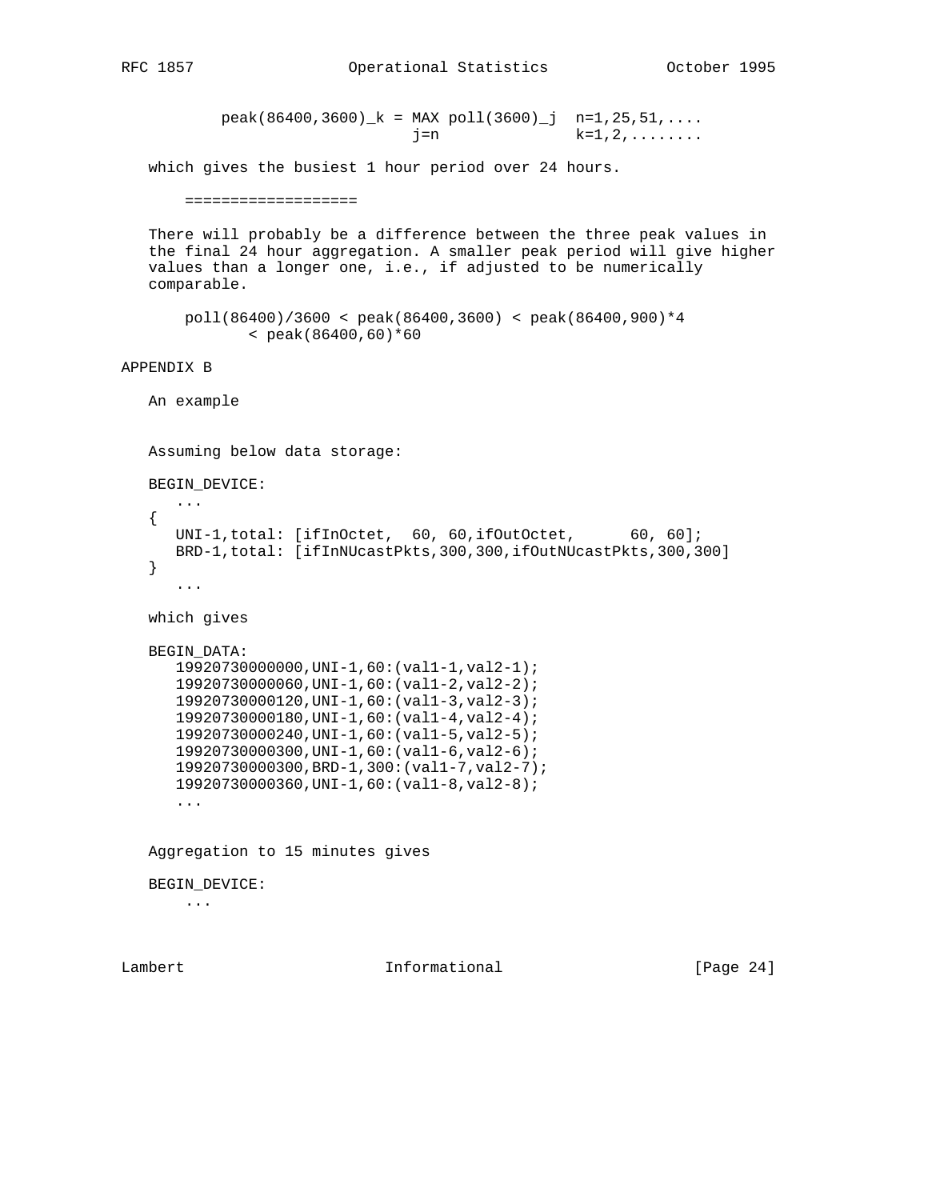$$peak(86400,3600)_k = \max_{j=n} poll(3600)_j \quad n=1,25,51,.... \quad k=1,2,........$$

which gives the busiest 1 hour period over 24 hours.

===================

There will probably be a difference between the three peak values in the final 24 hour aggregation. A smaller peak period will give higher values than a longer one, i.e., if adjusted to be numerically comparable.

$$poll(86400)/3600 < peak(86400,3600) < peak(86400,900)*4 < peak(86400,60)*60$$

## APPENDIX B

An example

Assuming below data storage:

```
BEGIN_DEVICE:
   ...
{
   UNI-1,total: [ifInOctet,  60, 60,ifOutOctet,      60, 60];
   BRD-1,total: [ifInNUcastPkts,300,300,ifOutNUcastPkts,300,300]
}
   ...
```

which gives

```
BEGIN_DATA:
   19920730000000,UNI-1,60:(val1-1,val2-1);
   19920730000060,UNI-1,60:(val1-2,val2-2);
   19920730000120,UNI-1,60:(val1-3,val2-3);
   19920730000180,UNI-1,60:(val1-4,val2-4);
   19920730000240,UNI-1,60:(val1-5,val2-5);
   19920730000300,UNI-1,60:(val1-6,val2-6);
   19920730000300,BRD-1,300:(val1-7,val2-7);
   19920730000360,UNI-1,60:(val1-8,val2-8);
   ...
```

Aggregation to 15 minutes gives

```
BEGIN_DEVICE:
    ...
```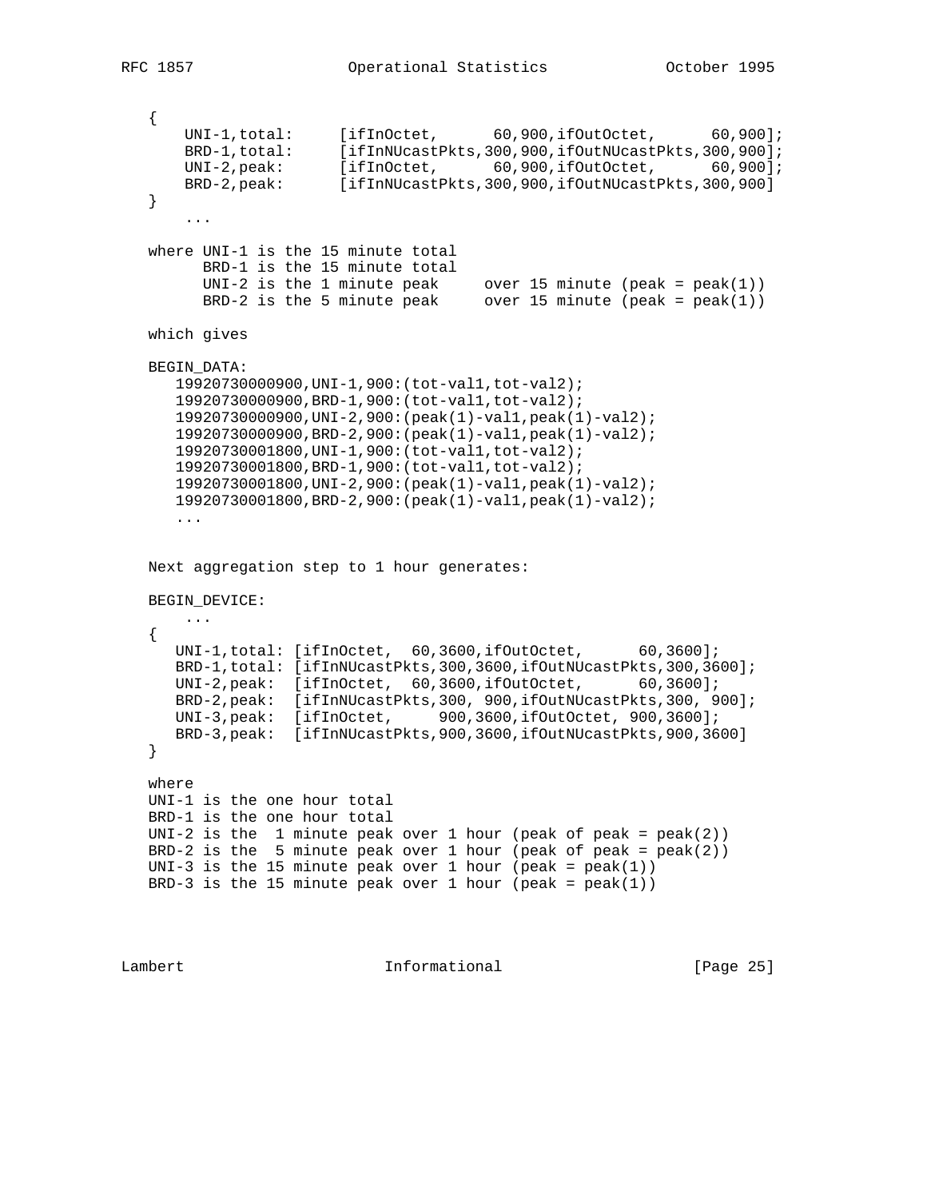```
   {
      UNI-1,total:     [ifInOctet,      60,900,ifOutOctet,      60,900];
      BRD-1,total:     [ifInNUcastPkts,300,900,ifOutNUcastPkts,300,900];
      UNI-2,peak:      [ifInOctet,      60,900,ifOutOctet,      60,900];
      BRD-2,peak:      [ifInNUcastPkts,300,900,ifOutNUcastPkts,300,900]
   }
      ...

   where UNI-1 is the 15 minute total
         BRD-1 is the 15 minute total
         UNI-2 is the 1 minute peak     over 15 minute (peak = peak(1))
         BRD-2 is the 5 minute peak     over 15 minute (peak = peak(1))

   which gives

   BEGIN_DATA:
      19920730000900,UNI-1,900:(tot-val1,tot-val2);
      19920730000900,BRD-1,900:(tot-val1,tot-val2);
      19920730000900,UNI-2,900:(peak(1)-val1,peak(1)-val2);
      19920730000900,BRD-2,900:(peak(1)-val1,peak(1)-val2);
      19920730001800,UNI-1,900:(tot-val1,tot-val2);
      19920730001800,BRD-1,900:(tot-val1,tot-val2);
      19920730001800,UNI-2,900:(peak(1)-val1,peak(1)-val2);
      19920730001800,BRD-2,900:(peak(1)-val1,peak(1)-val2);
      ...


   Next aggregation step to 1 hour generates:

   BEGIN_DEVICE:
      ...
   {
      UNI-1,total: [ifInOctet,  60,3600,ifOutOctet,      60,3600];
      BRD-1,total: [ifInNUcastPkts,300,3600,ifOutNUcastPkts,300,3600];
      UNI-2,peak:  [ifInOctet,  60,3600,ifOutOctet,      60,3600];
      BRD-2,peak:  [ifInNUcastPkts,300, 900,ifOutNUcastPkts,300, 900];
      UNI-3,peak:  [ifInOctet,     900,3600,ifOutOctet, 900,3600];
      BRD-3,peak:  [ifInNUcastPkts,900,3600,ifOutNUcastPkts,900,3600]
   }

   where
   UNI-1 is the one hour total
   BRD-1 is the one hour total
   UNI-2 is the  1 minute peak over 1 hour (peak of peak = peak(2))
   BRD-2 is the  5 minute peak over 1 hour (peak of peak = peak(2))
   UNI-3 is the 15 minute peak over 1 hour (peak = peak(1))
   BRD-3 is the 15 minute peak over 1 hour (peak = peak(1))
```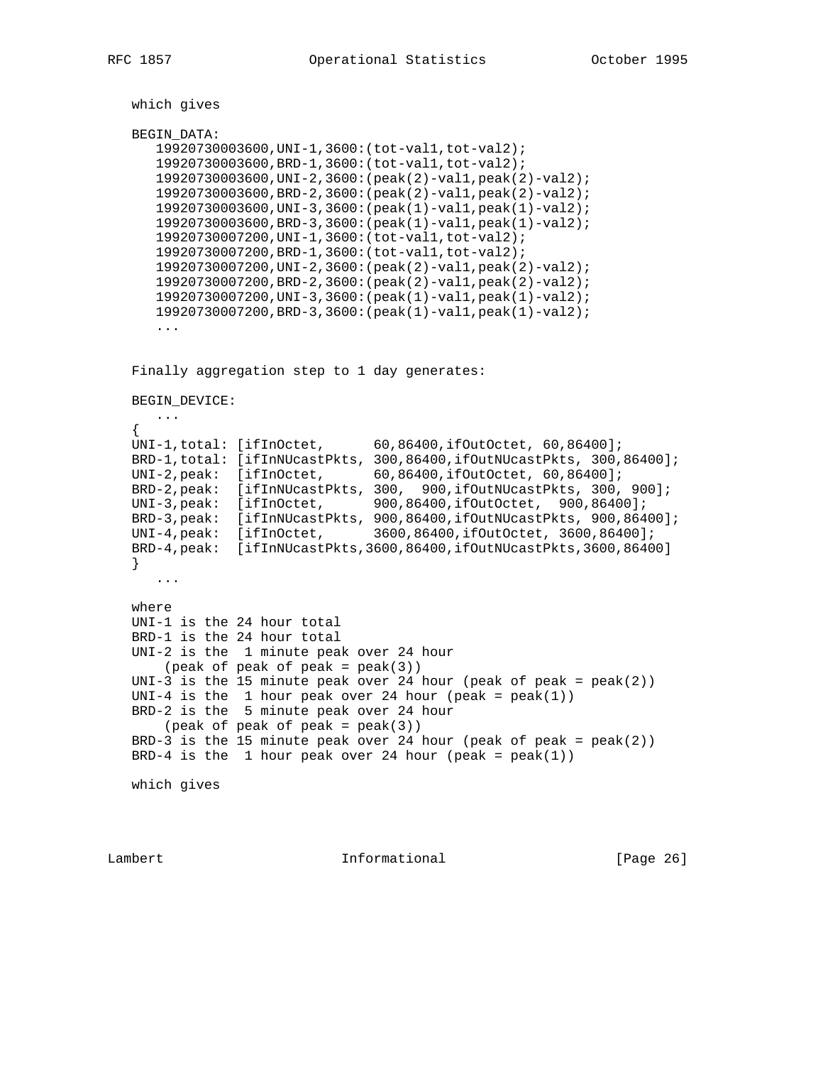which gives

```
BEGIN_DATA:
   19920730003600,UNI-1,3600:(tot-val1,tot-val2);
   19920730003600,BRD-1,3600:(tot-val1,tot-val2);
   19920730003600,UNI-2,3600:(peak(2)-val1,peak(2)-val2);
   19920730003600,BRD-2,3600:(peak(2)-val1,peak(2)-val2);
   19920730003600,UNI-3,3600:(peak(1)-val1,peak(1)-val2);
   19920730003600,BRD-3,3600:(peak(1)-val1,peak(1)-val2);
   19920730007200,UNI-1,3600:(tot-val1,tot-val2);
   19920730007200,BRD-1,3600:(tot-val1,tot-val2);
   19920730007200,UNI-2,3600:(peak(2)-val1,peak(2)-val2);
   19920730007200,BRD-2,3600:(peak(2)-val1,peak(2)-val2);
   19920730007200,UNI-3,3600:(peak(1)-val1,peak(1)-val2);
   19920730007200,BRD-3,3600:(peak(1)-val1,peak(1)-val2);
   ...
```

Finally aggregation step to 1 day generates:

```
BEGIN_DEVICE:
   ...
{
UNI-1,total: [ifInOctet,      60,86400,ifOutOctet, 60,86400];
BRD-1,total: [ifInNUcastPkts, 300,86400,ifOutNUcastPkts, 300,86400];
UNI-2,peak:  [ifInOctet,      60,86400,ifOutOctet, 60,86400];
BRD-2,peak:  [ifInNUcastPkts, 300,  900,ifOutNUcastPkts, 300, 900];
UNI-3,peak:  [ifInOctet,      900,86400,ifOutOctet,  900,86400];
BRD-3,peak:  [ifInNUcastPkts, 900,86400,ifOutNUcastPkts, 900,86400];
UNI-4,peak:  [ifInOctet,      3600,86400,ifOutOctet, 3600,86400];
BRD-4,peak:  [ifInNUcastPkts,3600,86400,ifOutNUcastPkts,3600,86400]
}
   ...
```

```
where
UNI-1 is the 24 hour total
BRD-1 is the 24 hour total
UNI-2 is the  1 minute peak over 24 hour
    (peak of peak of peak = peak(3))
UNI-3 is the 15 minute peak over 24 hour (peak of peak = peak(2))
UNI-4 is the  1 hour peak over 24 hour (peak = peak(1))
BRD-2 is the  5 minute peak over 24 hour
    (peak of peak of peak = peak(3))
BRD-3 is the 15 minute peak over 24 hour (peak of peak = peak(2))
BRD-4 is the  1 hour peak over 24 hour (peak = peak(1))
```

which gives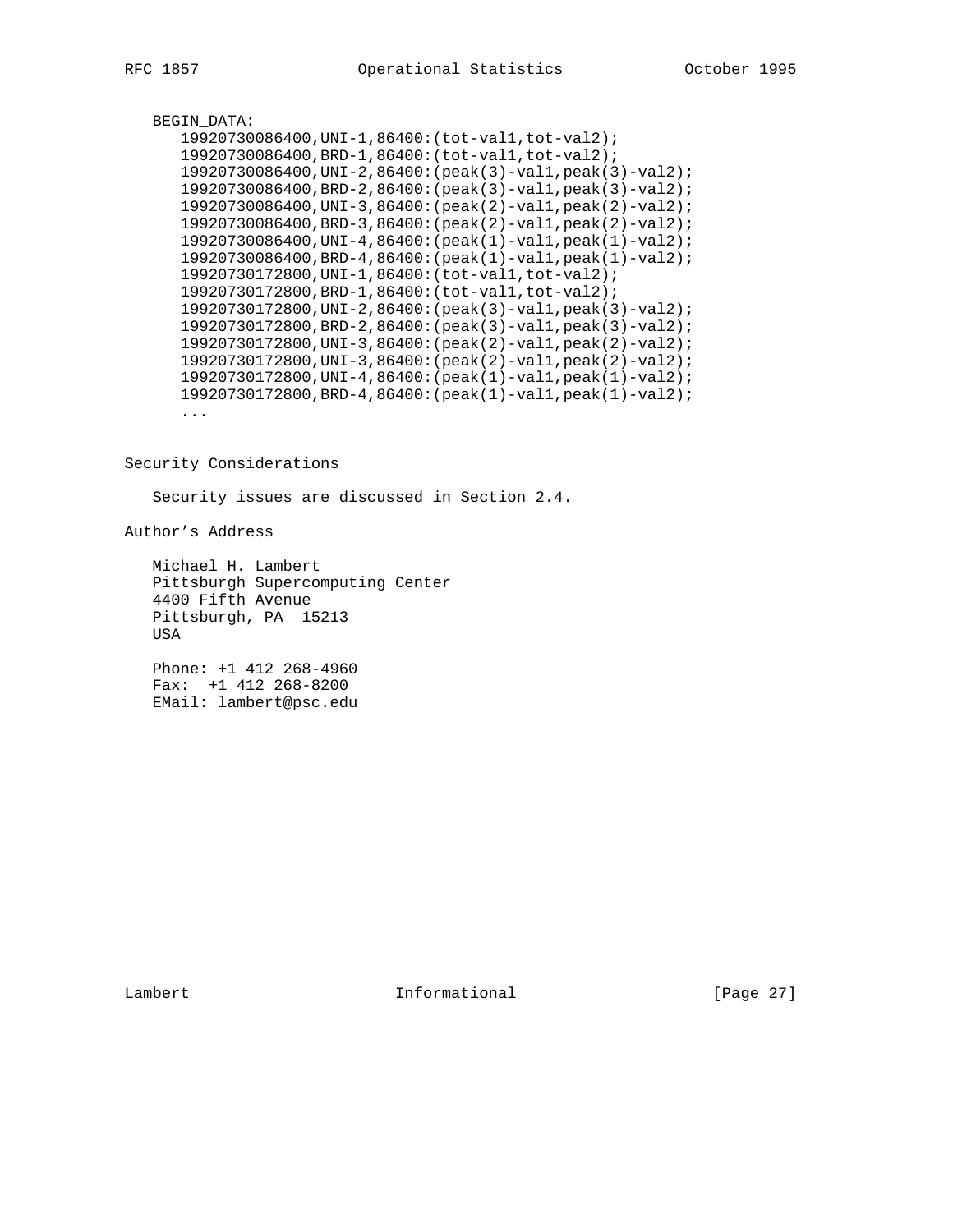```
BEGIN_DATA:
   19920730086400,UNI-1,86400:(tot-val1,tot-val2);
   19920730086400,BRD-1,86400:(tot-val1,tot-val2);
   19920730086400,UNI-2,86400:(peak(3)-val1,peak(3)-val2);
   19920730086400,BRD-2,86400:(peak(3)-val1,peak(3)-val2);
   19920730086400,UNI-3,86400:(peak(2)-val1,peak(2)-val2);
   19920730086400,BRD-3,86400:(peak(2)-val1,peak(2)-val2);
   19920730086400,UNI-4,86400:(peak(1)-val1,peak(1)-val2);
   19920730086400,BRD-4,86400:(peak(1)-val1,peak(1)-val2);
   19920730172800,UNI-1,86400:(tot-val1,tot-val2);
   19920730172800,BRD-1,86400:(tot-val1,tot-val2);
   19920730172800,UNI-2,86400:(peak(3)-val1,peak(3)-val2);
   19920730172800,BRD-2,86400:(peak(3)-val1,peak(3)-val2);
   19920730172800,UNI-3,86400:(peak(2)-val1,peak(2)-val2);
   19920730172800,UNI-3,86400:(peak(2)-val1,peak(2)-val2);
   19920730172800,UNI-4,86400:(peak(1)-val1,peak(1)-val2);
   19920730172800,BRD-4,86400:(peak(1)-val1,peak(1)-val2);
   ...
```

## Security Considerations

Security issues are discussed in Section 2.4.

## Author's Address

Michael H. Lambert
Pittsburgh Supercomputing Center
4400 Fifth Avenue
Pittsburgh, PA 15213
USA

Phone: +1 412 268-4960
Fax: +1 412 268-8200
EMail: lambert@psc.edu